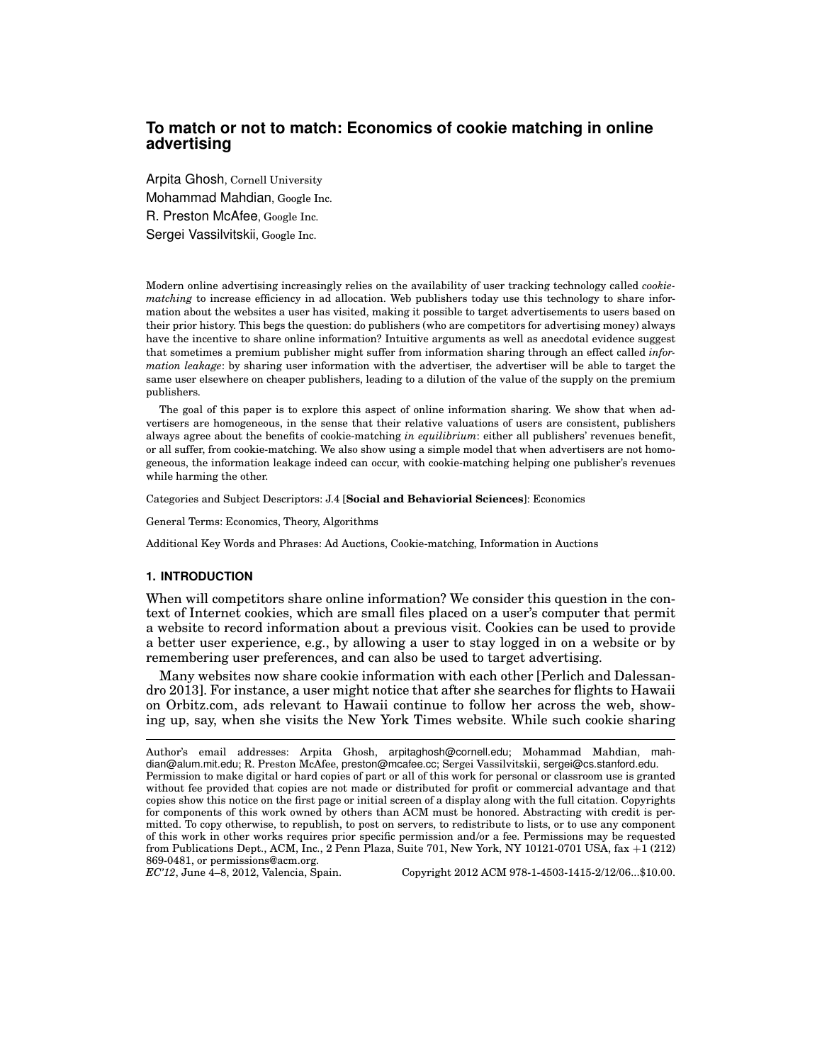# To match or not to match: Economics of cookie matching in online advertising

Arpita Ghosh, Cornell University
Mohammad Mahdian, Google Inc.
R. Preston McAfee, Google Inc.
Sergei Vassilvitskii, Google Inc.

Modern online advertising increasingly relies on the availability of user tracking technology called *cookie-matching* to increase efficiency in ad allocation. Web publishers today use this technology to share information about the websites a user has visited, making it possible to target advertisements to users based on their prior history. This begs the question: do publishers (who are competitors for advertising money) always have the incentive to share online information? Intuitive arguments as well as anecdotal evidence suggest that sometimes a premium publisher might suffer from information sharing through an effect called *information leakage*: by sharing user information with the advertiser, the advertiser will be able to target the same user elsewhere on cheaper publishers, leading to a dilution of the value of the supply on the premium publishers.

The goal of this paper is to explore this aspect of online information sharing. We show that when advertisers are homogeneous, in the sense that their relative valuations of users are consistent, publishers always agree about the benefits of cookie-matching *in equilibrium*: either all publishers' revenues benefit, or all suffer, from cookie-matching. We also show using a simple model that when advertisers are not homogeneous, the information leakage indeed can occur, with cookie-matching helping one publisher's revenues while harming the other.

Categories and Subject Descriptors: J.4 [**Social and Behaviorial Sciences**]: Economics

General Terms: Economics, Theory, Algorithms

Additional Key Words and Phrases: Ad Auctions, Cookie-matching, Information in Auctions

## 1. INTRODUCTION

When will competitors share online information? We consider this question in the context of Internet cookies, which are small files placed on a user's computer that permit a website to record information about a previous visit. Cookies can be used to provide a better user experience, e.g., by allowing a user to stay logged in on a website or by remembering user preferences, and can also be used to target advertising.

Many websites now share cookie information with each other [Perlich and Dalessandro 2013]. For instance, a user might notice that after she searches for flights to Hawaii on Orbitz.com, ads relevant to Hawaii continue to follow her across the web, showing up, say, when she visits the New York Times website. While such cookie sharing

---

Author's email addresses: Arpita Ghosh, arpitaghosh@cornell.edu; Mohammad Mahdian, mahdian@alum.mit.edu; R. Preston McAfee, preston@mcafee.cc; Sergei Vassilvitskii, sergei@cs.stanford.edu.
Permission to make digital or hard copies of part or all of this work for personal or classroom use is granted without fee provided that copies are not made or distributed for profit or commercial advantage and that copies show this notice on the first page or initial screen of a display along with the full citation. Copyrights for components of this work owned by others than ACM must be honored. Abstracting with credit is permitted. To copy otherwise, to republish, to post on servers, to redistribute to lists, or to use any component of this work in other works requires prior specific permission and/or a fee. Permissions may be requested from Publications Dept., ACM, Inc., 2 Penn Plaza, Suite 701, New York, NY 10121-0701 USA, fax +1 (212) 869-0481, or permissions@acm.org.
*EC'12*, June 4–8, 2012, Valencia, Spain. Copyright 2012 ACM 978-1-4503-1415-2/12/06...$10.00.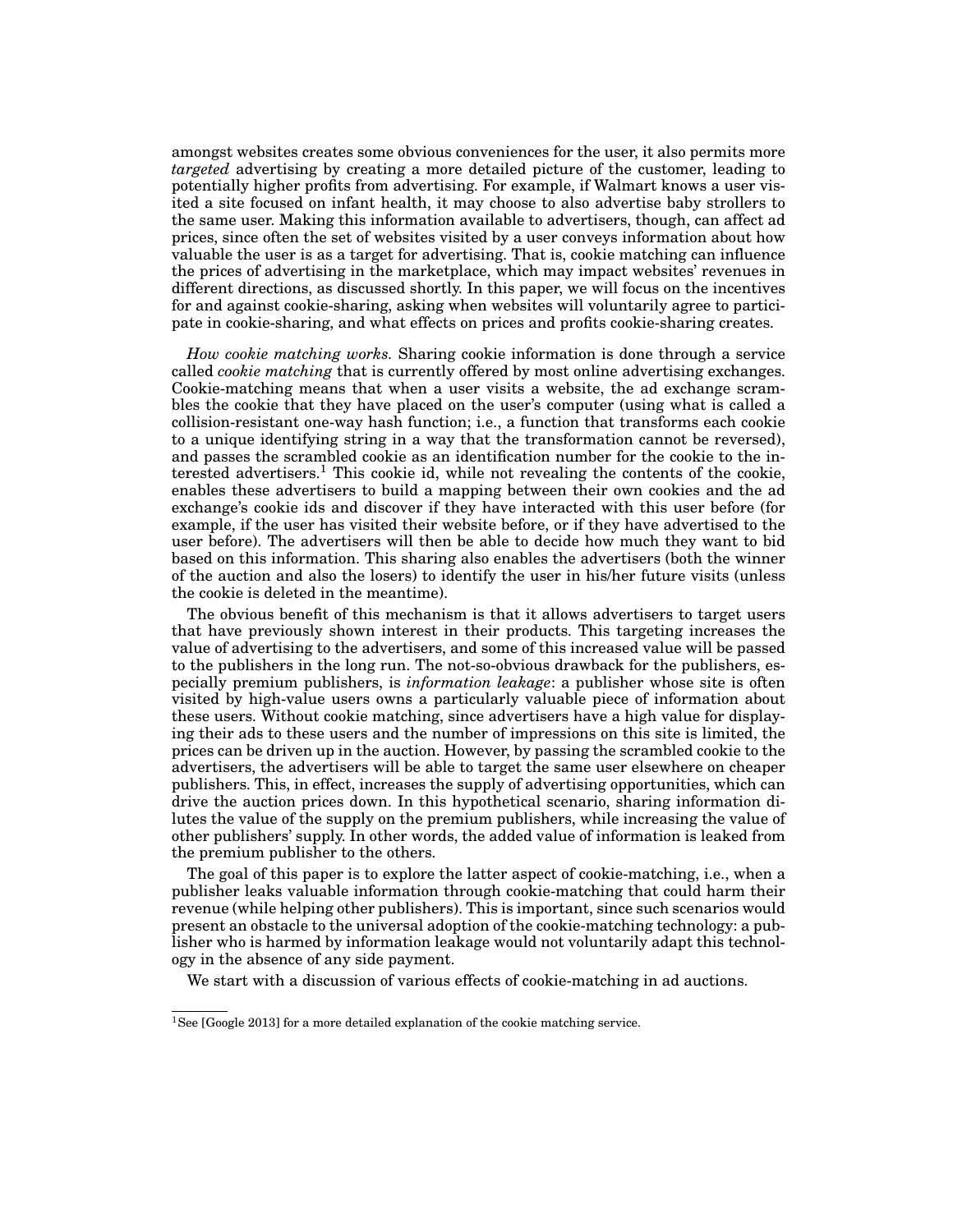amongst websites creates some obvious conveniences for the user, it also permits more *targeted* advertising by creating a more detailed picture of the customer, leading to potentially higher profits from advertising. For example, if Walmart knows a user visited a site focused on infant health, it may choose to also advertise baby strollers to the same user. Making this information available to advertisers, though, can affect ad prices, since often the set of websites visited by a user conveys information about how valuable the user is as a target for advertising. That is, cookie matching can influence the prices of advertising in the marketplace, which may impact websites' revenues in different directions, as discussed shortly. In this paper, we will focus on the incentives for and against cookie-sharing, asking when websites will voluntarily agree to participate in cookie-sharing, and what effects on prices and profits cookie-sharing creates.

*How cookie matching works.* Sharing cookie information is done through a service called *cookie matching* that is currently offered by most online advertising exchanges. Cookie-matching means that when a user visits a website, the ad exchange scrambles the cookie that they have placed on the user's computer (using what is called a collision-resistant one-way hash function; i.e., a function that transforms each cookie to a unique identifying string in a way that the transformation cannot be reversed), and passes the scrambled cookie as an identification number for the cookie to the interested advertisers.[1] This cookie id, while not revealing the contents of the cookie, enables these advertisers to build a mapping between their own cookies and the ad exchange's cookie ids and discover if they have interacted with this user before (for example, if the user has visited their website before, or if they have advertised to the user before). The advertisers will then be able to decide how much they want to bid based on this information. This sharing also enables the advertisers (both the winner of the auction and also the losers) to identify the user in his/her future visits (unless the cookie is deleted in the meantime).

The obvious benefit of this mechanism is that it allows advertisers to target users that have previously shown interest in their products. This targeting increases the value of advertising to the advertisers, and some of this increased value will be passed to the publishers in the long run. The not-so-obvious drawback for the publishers, especially premium publishers, is *information leakage*: a publisher whose site is often visited by high-value users owns a particularly valuable piece of information about these users. Without cookie matching, since advertisers have a high value for displaying their ads to these users and the number of impressions on this site is limited, the prices can be driven up in the auction. However, by passing the scrambled cookie to the advertisers, the advertisers will be able to target the same user elsewhere on cheaper publishers. This, in effect, increases the supply of advertising opportunities, which can drive the auction prices down. In this hypothetical scenario, sharing information dilutes the value of the supply on the premium publishers, while increasing the value of other publishers' supply. In other words, the added value of information is leaked from the premium publisher to the others.

The goal of this paper is to explore the latter aspect of cookie-matching, i.e., when a publisher leaks valuable information through cookie-matching that could harm their revenue (while helping other publishers). This is important, since such scenarios would present an obstacle to the universal adoption of the cookie-matching technology: a publisher who is harmed by information leakage would not voluntarily adapt this technology in the absence of any side payment.

We start with a discussion of various effects of cookie-matching in ad auctions.

[1] See [Google 2013] for a more detailed explanation of the cookie matching service.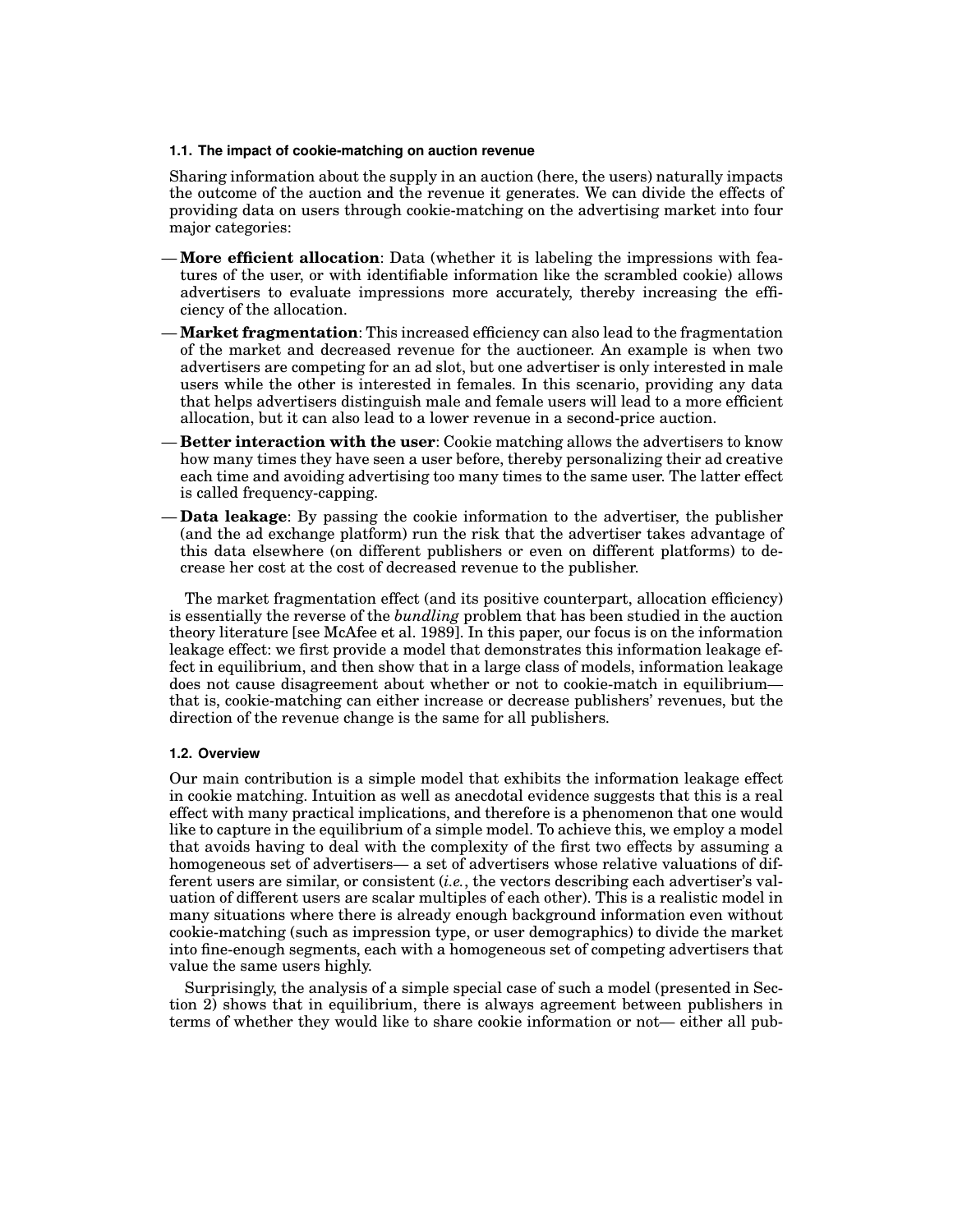### 1.1. The impact of cookie-matching on auction revenue

Sharing information about the supply in an auction (here, the users) naturally impacts the outcome of the auction and the revenue it generates. We can divide the effects of providing data on users through cookie-matching on the advertising market into four major categories:

- **More efficient allocation**: Data (whether it is labeling the impressions with features of the user, or with identifiable information like the scrambled cookie) allows advertisers to evaluate impressions more accurately, thereby increasing the efficiency of the allocation.
- **Market fragmentation**: This increased efficiency can also lead to the fragmentation of the market and decreased revenue for the auctioneer. An example is when two advertisers are competing for an ad slot, but one advertiser is only interested in male users while the other is interested in females. In this scenario, providing any data that helps advertisers distinguish male and female users will lead to a more efficient allocation, but it can also lead to a lower revenue in a second-price auction.
- **Better interaction with the user**: Cookie matching allows the advertisers to know how many times they have seen a user before, thereby personalizing their ad creative each time and avoiding advertising too many times to the same user. The latter effect is called frequency-capping.
- **Data leakage**: By passing the cookie information to the advertiser, the publisher (and the ad exchange platform) run the risk that the advertiser takes advantage of this data elsewhere (on different publishers or even on different platforms) to decrease her cost at the cost of decreased revenue to the publisher.

The market fragmentation effect (and its positive counterpart, allocation efficiency) is essentially the reverse of the *bundling* problem that has been studied in the auction theory literature [see McAfee et al. 1989]. In this paper, our focus is on the information leakage effect: we first provide a model that demonstrates this information leakage effect in equilibrium, and then show that in a large class of models, information leakage does not cause disagreement about whether or not to cookie-match in equilibrium— that is, cookie-matching can either increase or decrease publishers' revenues, but the direction of the revenue change is the same for all publishers.

### 1.2. Overview

Our main contribution is a simple model that exhibits the information leakage effect in cookie matching. Intuition as well as anecdotal evidence suggests that this is a real effect with many practical implications, and therefore is a phenomenon that one would like to capture in the equilibrium of a simple model. To achieve this, we employ a model that avoids having to deal with the complexity of the first two effects by assuming a homogeneous set of advertisers— a set of advertisers whose relative valuations of different users are similar, or consistent (*i.e.*, the vectors describing each advertiser's valuation of different users are scalar multiples of each other). This is a realistic model in many situations where there is already enough background information even without cookie-matching (such as impression type, or user demographics) to divide the market into fine-enough segments, each with a homogeneous set of competing advertisers that value the same users highly.

Surprisingly, the analysis of a simple special case of such a model (presented in Section 2) shows that in equilibrium, there is always agreement between publishers in terms of whether they would like to share cookie information or not— either all pub-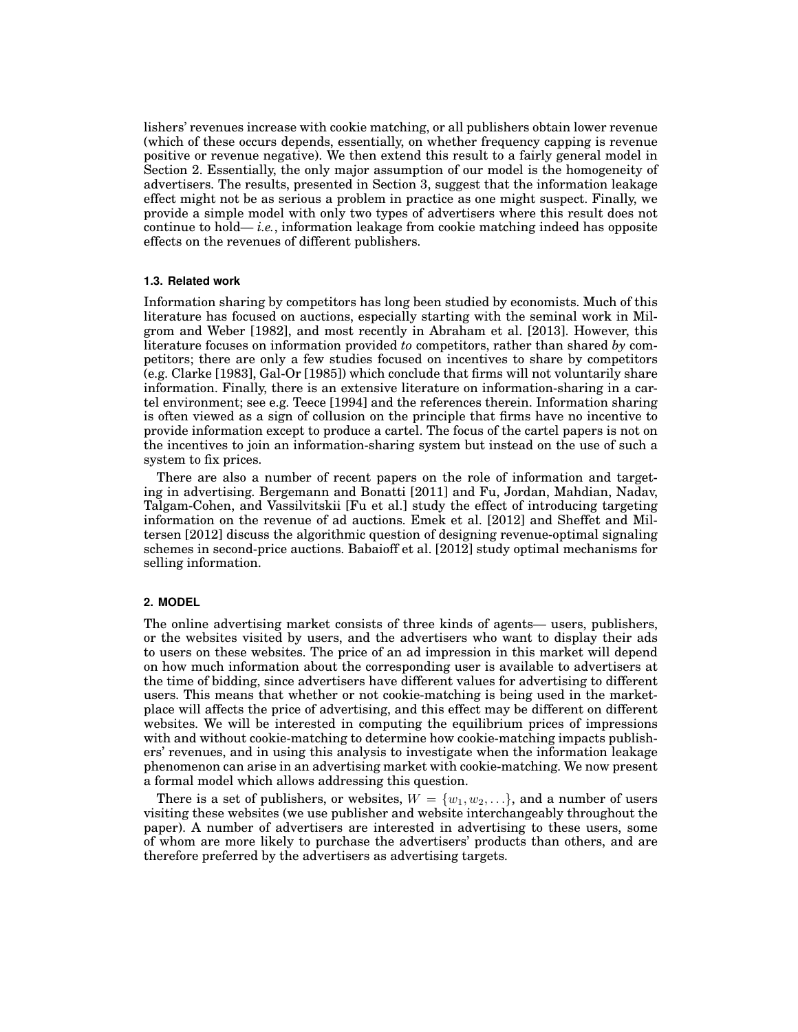lishers' revenues increase with cookie matching, or all publishers obtain lower revenue (which of these occurs depends, essentially, on whether frequency capping is revenue positive or revenue negative). We then extend this result to a fairly general model in Section 2. Essentially, the only major assumption of our model is the homogeneity of advertisers. The results, presented in Section 3, suggest that the information leakage effect might not be as serious a problem in practice as one might suspect. Finally, we provide a simple model with only two types of advertisers where this result does not continue to hold— *i.e.*, information leakage from cookie matching indeed has opposite effects on the revenues of different publishers.

### 1.3. Related work

Information sharing by competitors has long been studied by economists. Much of this literature has focused on auctions, especially starting with the seminal work in Milgrom and Weber [1982], and most recently in Abraham et al. [2013]. However, this literature focuses on information provided *to* competitors, rather than shared *by* competitors; there are only a few studies focused on incentives to share by competitors (e.g. Clarke [1983], Gal-Or [1985]) which conclude that firms will not voluntarily share information. Finally, there is an extensive literature on information-sharing in a cartel environment; see e.g. Teece [1994] and the references therein. Information sharing is often viewed as a sign of collusion on the principle that firms have no incentive to provide information except to produce a cartel. The focus of the cartel papers is not on the incentives to join an information-sharing system but instead on the use of such a system to fix prices.

There are also a number of recent papers on the role of information and targeting in advertising. Bergemann and Bonatti [2011] and Fu, Jordan, Mahdian, Nadav, Talgam-Cohen, and Vassilvitskii [Fu et al.] study the effect of introducing targeting information on the revenue of ad auctions. Emek et al. [2012] and Sheffet and Miltersen [2012] discuss the algorithmic question of designing revenue-optimal signaling schemes in second-price auctions. Babaioff et al. [2012] study optimal mechanisms for selling information.

## 2. MODEL

The online advertising market consists of three kinds of agents— users, publishers, or the websites visited by users, and the advertisers who want to display their ads to users on these websites. The price of an ad impression in this market will depend on how much information about the corresponding user is available to advertisers at the time of bidding, since advertisers have different values for advertising to different users. This means that whether or not cookie-matching is being used in the marketplace will affects the price of advertising, and this effect may be different on different websites. We will be interested in computing the equilibrium prices of impressions with and without cookie-matching to determine how cookie-matching impacts publishers' revenues, and in using this analysis to investigate when the information leakage phenomenon can arise in an advertising market with cookie-matching. We now present a formal model which allows addressing this question.

There is a set of publishers, or websites, $W = \{w_1, w_2, \ldots\}$, and a number of users visiting these websites (we use publisher and website interchangeably throughout the paper). A number of advertisers are interested in advertising to these users, some of whom are more likely to purchase the advertisers' products than others, and are therefore preferred by the advertisers as advertising targets.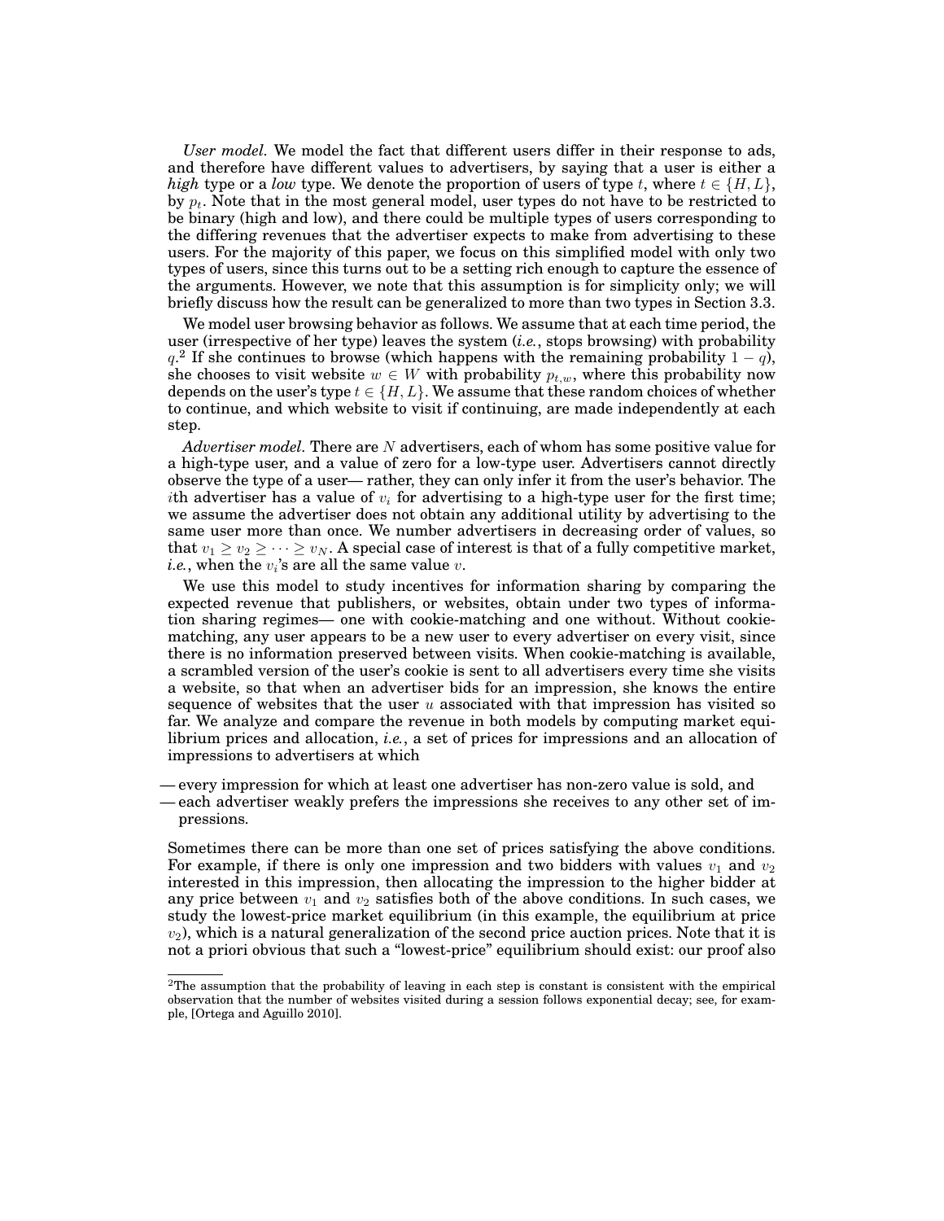*User model.* We model the fact that different users differ in their response to ads, and therefore have different values to advertisers, by saying that a user is either a *high* type or a *low* type. We denote the proportion of users of type $t$, where $t \in \{H, L\}$, by $p_t$. Note that in the most general model, user types do not have to be restricted to be binary (high and low), and there could be multiple types of users corresponding to the differing revenues that the advertiser expects to make from advertising to these users. For the majority of this paper, we focus on this simplified model with only two types of users, since this turns out to be a setting rich enough to capture the essence of the arguments. However, we note that this assumption is for simplicity only; we will briefly discuss how the result can be generalized to more than two types in Section 3.3.

We model user browsing behavior as follows. We assume that at each time period, the user (irrespective of her type) leaves the system (*i.e.*, stops browsing) with probability $q$.[2] If she continues to browse (which happens with the remaining probability $1 - q$), she chooses to visit website $w \in W$ with probability $p_{t,w}$, where this probability now depends on the user's type $t \in \{H, L\}$. We assume that these random choices of whether to continue, and which website to visit if continuing, are made independently at each step.

*Advertiser model.* There are $N$ advertisers, each of whom has some positive value for a high-type user, and a value of zero for a low-type user. Advertisers cannot directly observe the type of a user— rather, they can only infer it from the user's behavior. The $i$th advertiser has a value of $v_i$ for advertising to a high-type user for the first time; we assume the advertiser does not obtain any additional utility by advertising to the same user more than once. We number advertisers in decreasing order of values, so that $v_1 \geq v_2 \geq \cdots \geq v_N$. A special case of interest is that of a fully competitive market, *i.e.*, when the $v_i$'s are all the same value $v$.

We use this model to study incentives for information sharing by comparing the expected revenue that publishers, or websites, obtain under two types of information sharing regimes— one with cookie-matching and one without. Without cookie-matching, any user appears to be a new user to every advertiser on every visit, since there is no information preserved between visits. When cookie-matching is available, a scrambled version of the user's cookie is sent to all advertisers every time she visits a website, so that when an advertiser bids for an impression, she knows the entire sequence of websites that the user $u$ associated with that impression has visited so far. We analyze and compare the revenue in both models by computing market equilibrium prices and allocation, *i.e.*, a set of prices for impressions and an allocation of impressions to advertisers at which

— every impression for which at least one advertiser has non-zero value is sold, and
— each advertiser weakly prefers the impressions she receives to any other set of impressions.

Sometimes there can be more than one set of prices satisfying the above conditions. For example, if there is only one impression and two bidders with values $v_1$ and $v_2$ interested in this impression, then allocating the impression to the higher bidder at any price between $v_1$ and $v_2$ satisfies both of the above conditions. In such cases, we study the lowest-price market equilibrium (in this example, the equilibrium at price $v_2$), which is a natural generalization of the second price auction prices. Note that it is not a priori obvious that such a "lowest-price" equilibrium should exist: our proof also

[2] The assumption that the probability of leaving in each step is constant is consistent with the empirical observation that the number of websites visited during a session follows exponential decay; see, for example, [Ortega and Aguillo 2010].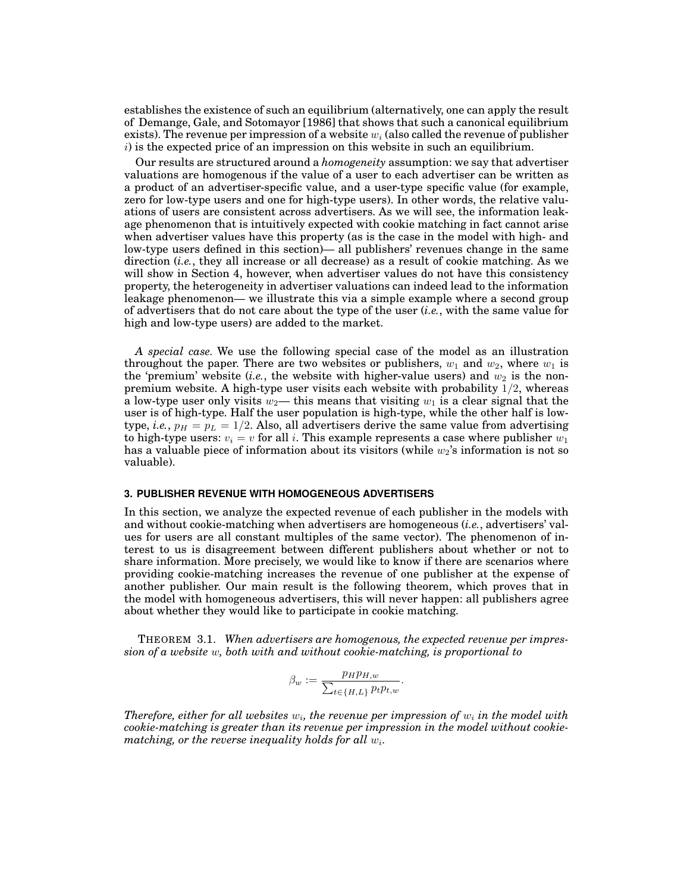establishes the existence of such an equilibrium (alternatively, one can apply the result of Demange, Gale, and Sotomayor [1986] that shows that such a canonical equilibrium exists). The revenue per impression of a website $w_i$ (also called the revenue of publisher $i$) is the expected price of an impression on this website in such an equilibrium.

Our results are structured around a *homogeneity* assumption: we say that advertiser valuations are homogenous if the value of a user to each advertiser can be written as a product of an advertiser-specific value, and a user-type specific value (for example, zero for low-type users and one for high-type users). In other words, the relative valuations of users are consistent across advertisers. As we will see, the information leakage phenomenon that is intuitively expected with cookie matching in fact cannot arise when advertiser values have this property (as is the case in the model with high- and low-type users defined in this section)— all publishers' revenues change in the same direction (*i.e.*, they all increase or all decrease) as a result of cookie matching. As we will show in Section 4, however, when advertiser values do not have this consistency property, the heterogeneity in advertiser valuations can indeed lead to the information leakage phenomenon— we illustrate this via a simple example where a second group of advertisers that do not care about the type of the user (*i.e.*, with the same value for high and low-type users) are added to the market.

*A special case.* We use the following special case of the model as an illustration throughout the paper. There are two websites or publishers, $w_1$ and $w_2$, where $w_1$ is the 'premium' website (*i.e.*, the website with higher-value users) and $w_2$ is the non-premium website. A high-type user visits each website with probability $1/2$, whereas a low-type user only visits $w_2$— this means that visiting $w_1$ is a clear signal that the user is of high-type. Half the user population is high-type, while the other half is low-type, *i.e.*, $p_H = p_L = 1/2$. Also, all advertisers derive the same value from advertising to high-type users: $v_i = v$ for all $i$. This example represents a case where publisher $w_1$ has a valuable piece of information about its visitors (while $w_2$'s information is not so valuable).

### 3. PUBLISHER REVENUE WITH HOMOGENEOUS ADVERTISERS

In this section, we analyze the expected revenue of each publisher in the models with and without cookie-matching when advertisers are homogeneous (*i.e.*, advertisers' values for users are all constant multiples of the same vector). The phenomenon of interest to us is disagreement between different publishers about whether or not to share information. More precisely, we would like to know if there are scenarios where providing cookie-matching increases the revenue of one publisher at the expense of another publisher. Our main result is the following theorem, which proves that in the model with homogeneous advertisers, this will never happen: all publishers agree about whether they would like to participate in cookie matching.

THEOREM 3.1. *When advertisers are homogenous, the expected revenue per impression of a website $w$, both with and without cookie-matching, is proportional to*

$$\beta_w := \frac{p_H p_{H,w}}{\sum_{t \in \{H,L\}} p_t p_{t,w}}.$$

*Therefore, either for all websites $w_i$, the revenue per impression of $w_i$ in the model with cookie-matching is greater than its revenue per impression in the model without cookie-matching, or the reverse inequality holds for all $w_i$.*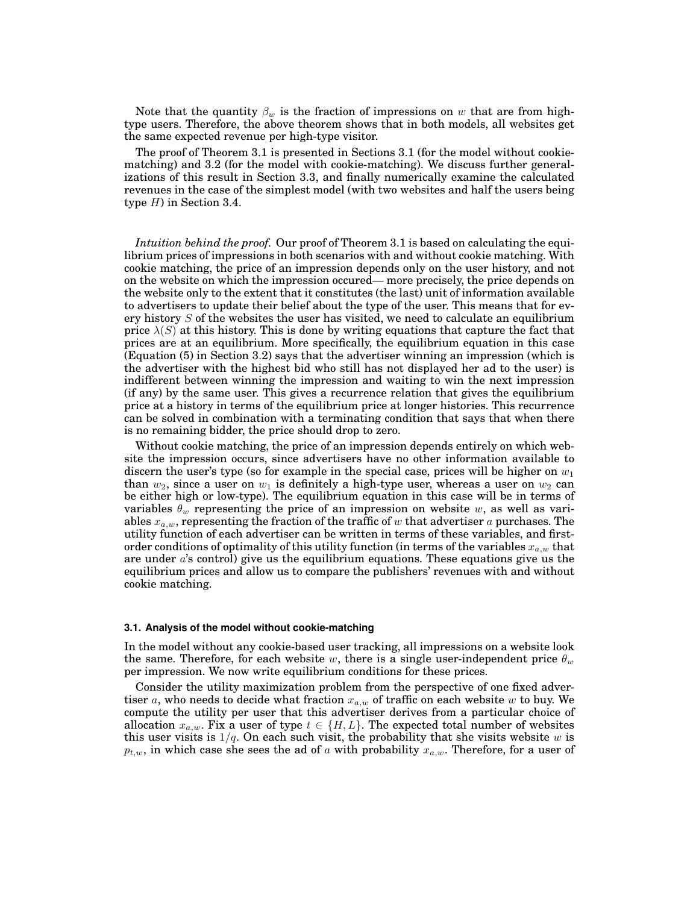Note that the quantity $\beta_w$ is the fraction of impressions on $w$ that are from high-type users. Therefore, the above theorem shows that in both models, all websites get the same expected revenue per high-type visitor.

The proof of Theorem 3.1 is presented in Sections 3.1 (for the model without cookie-matching) and 3.2 (for the model with cookie-matching). We discuss further generalizations of this result in Section 3.3, and finally numerically examine the calculated revenues in the case of the simplest model (with two websites and half the users being type $H$) in Section 3.4.

*Intuition behind the proof.* Our proof of Theorem 3.1 is based on calculating the equilibrium prices of impressions in both scenarios with and without cookie matching. With cookie matching, the price of an impression depends only on the user history, and not on the website on which the impression occured— more precisely, the price depends on the website only to the extent that it constitutes (the last) unit of information available to advertisers to update their belief about the type of the user. This means that for every history $S$ of the websites the user has visited, we need to calculate an equilibrium price $\lambda(S)$ at this history. This is done by writing equations that capture the fact that prices are at an equilibrium. More specifically, the equilibrium equation in this case (Equation (5) in Section 3.2) says that the advertiser winning an impression (which is the advertiser with the highest bid who still has not displayed her ad to the user) is indifferent between winning the impression and waiting to win the next impression (if any) by the same user. This gives a recurrence relation that gives the equilibrium price at a history in terms of the equilibrium price at longer histories. This recurrence can be solved in combination with a terminating condition that says that when there is no remaining bidder, the price should drop to zero.

Without cookie matching, the price of an impression depends entirely on which website the impression occurs, since advertisers have no other information available to discern the user's type (so for example in the special case, prices will be higher on $w_1$ than $w_2$, since a user on $w_1$ is definitely a high-type user, whereas a user on $w_2$ can be either high or low-type). The equilibrium equation in this case will be in terms of variables $\theta_w$ representing the price of an impression on website $w$, as well as variables $x_{a,w}$, representing the fraction of the traffic of $w$ that advertiser $a$ purchases. The utility function of each advertiser can be written in terms of these variables, and first-order conditions of optimality of this utility function (in terms of the variables $x_{a,w}$ that are under $a$'s control) give us the equilibrium equations. These equations give us the equilibrium prices and allow us to compare the publishers' revenues with and without cookie matching.

### 3.1. Analysis of the model without cookie-matching

In the model without any cookie-based user tracking, all impressions on a website look the same. Therefore, for each website $w$, there is a single user-independent price $\theta_w$ per impression. We now write equilibrium conditions for these prices.

Consider the utility maximization problem from the perspective of one fixed advertiser $a$, who needs to decide what fraction $x_{a,w}$ of traffic on each website $w$ to buy. We compute the utility per user that this advertiser derives from a particular choice of allocation $x_{a,w}$. Fix a user of type $t \in \{H, L\}$. The expected total number of websites this user visits is $1/q$. On each such visit, the probability that she visits website $w$ is $p_{t,w}$, in which case she sees the ad of $a$ with probability $x_{a,w}$. Therefore, for a user of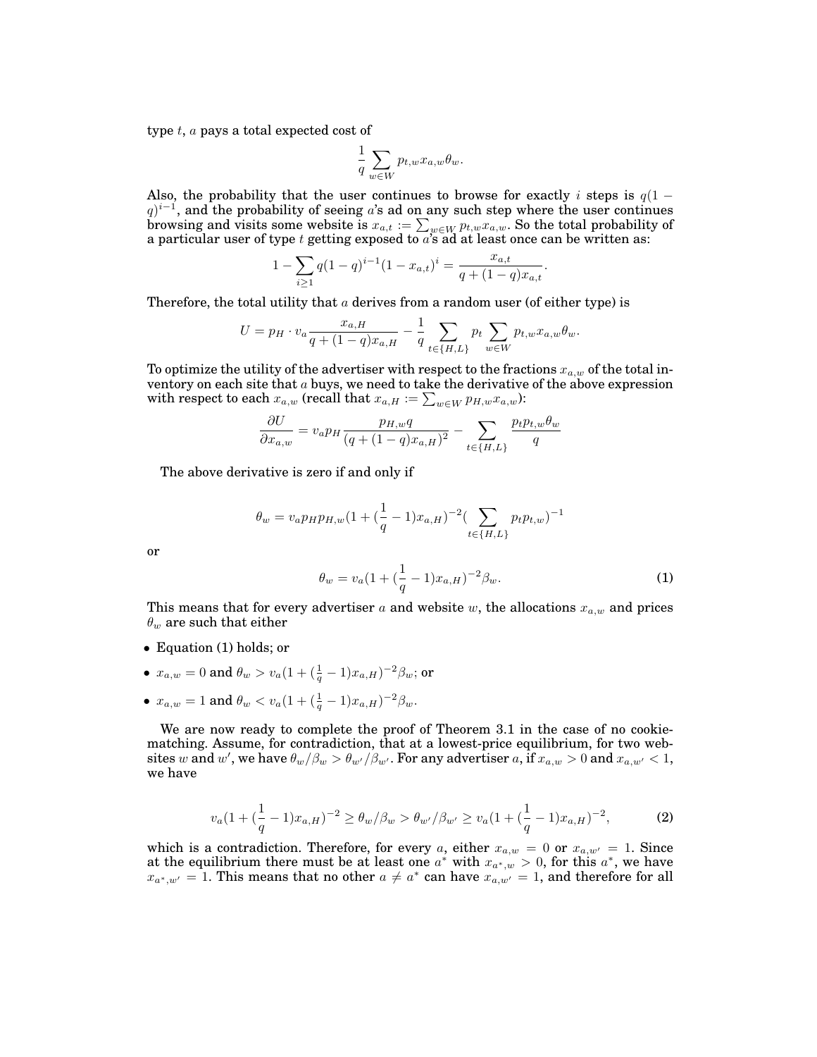type $t$, $a$ pays a total expected cost of

$$\frac{1}{q}\sum_{w\in W} p_{t,w}x_{a,w}\theta_w.$$

Also, the probability that the user continues to browse for exactly $i$ steps is $q(1-q)^{i-1}$, and the probability of seeing $a$'s ad on any such step where the user continues browsing and visits some website is $x_{a,t} := \sum_{w\in W} p_{t,w}x_{a,w}$. So the total probability of a particular user of type $t$ getting exposed to $a$'s ad at least once can be written as:

$$1-\sum_{i\geq 1} q(1-q)^{i-1}(1-x_{a,t})^i = \frac{x_{a,t}}{q+(1-q)x_{a,t}}.$$

Therefore, the total utility that $a$ derives from a random user (of either type) is

$$U = p_H \cdot v_a \frac{x_{a,H}}{q+(1-q)x_{a,H}} - \frac{1}{q}\sum_{t\in\{H,L\}} p_t \sum_{w\in W} p_{t,w}x_{a,w}\theta_w.$$

To optimize the utility of the advertiser with respect to the fractions $x_{a,w}$ of the total inventory on each site that $a$ buys, we need to take the derivative of the above expression with respect to each $x_{a,w}$ (recall that $x_{a,H} := \sum_{w\in W} p_{H,w}x_{a,w}$):

$$\frac{\partial U}{\partial x_{a,w}} = v_a p_H \frac{p_{H,w}q}{(q+(1-q)x_{a,H})^2} - \sum_{t\in\{H,L\}} \frac{p_t p_{t,w}\theta_w}{q}$$

The above derivative is zero if and only if

$$\theta_w = v_a p_H p_{H,w}(1+(\frac{1}{q}-1)x_{a,H})^{-2}(\sum_{t\in\{H,L\}} p_t p_{t,w})^{-1}$$

or

$$\theta_w = v_a(1+(\frac{1}{q}-1)x_{a,H})^{-2}\beta_w. \tag{1}$$

This means that for every advertiser $a$ and website $w$, the allocations $x_{a,w}$ and prices $\theta_w$ are such that either

- Equation (1) holds; or
- $x_{a,w} = 0$ and $\theta_w > v_a(1+(\frac{1}{q}-1)x_{a,H})^{-2}\beta_w$; or
- $x_{a,w} = 1$ and $\theta_w < v_a(1+(\frac{1}{q}-1)x_{a,H})^{-2}\beta_w$.

We are now ready to complete the proof of Theorem 3.1 in the case of no cookie-matching. Assume, for contradiction, that at a lowest-price equilibrium, for two websites $w$ and $w'$, we have $\theta_w/\beta_w > \theta_{w'}/\beta_{w'}$. For any advertiser $a$, if $x_{a,w} > 0$ and $x_{a,w'} < 1$, we have

$$v_a(1+(\frac{1}{q}-1)x_{a,H})^{-2} \geq \theta_w/\beta_w > \theta_{w'}/\beta_{w'} \geq v_a(1+(\frac{1}{q}-1)x_{a,H})^{-2}, \tag{2}$$

which is a contradiction. Therefore, for every $a$, either $x_{a,w} = 0$ or $x_{a,w'} = 1$. Since at the equilibrium there must be at least one $a^*$ with $x_{a^*,w} > 0$, for this $a^*$, we have $x_{a^*,w'} = 1$. This means that no other $a \neq a^*$ can have $x_{a,w'} = 1$, and therefore for all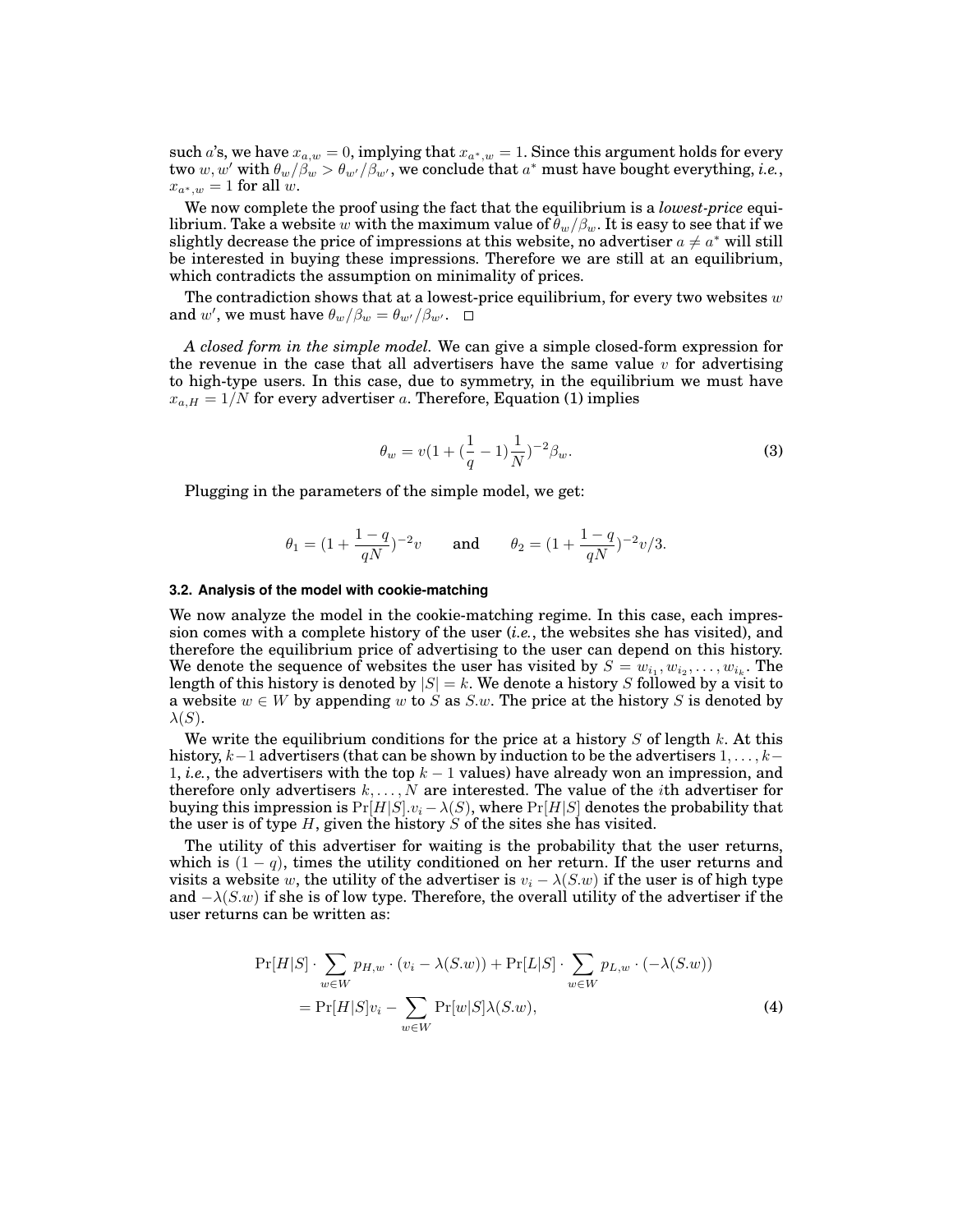such $a$'s, we have $x_{a,w} = 0$, implying that $x_{a^*,w} = 1$. Since this argument holds for every two $w, w'$ with $\theta_w/\beta_w > \theta_{w'}/\beta_{w'}$, we conclude that $a^*$ must have bought everything, *i.e.*, $x_{a^*,w} = 1$ for all $w$.

We now complete the proof using the fact that the equilibrium is a *lowest-price* equilibrium. Take a website $w$ with the maximum value of $\theta_w/\beta_w$. It is easy to see that if we slightly decrease the price of impressions at this website, no advertiser $a \neq a^*$ will still be interested in buying these impressions. Therefore we are still at an equilibrium, which contradicts the assumption on minimality of prices.

The contradiction shows that at a lowest-price equilibrium, for every two websites $w$ and $w'$, we must have $\theta_w/\beta_w = \theta_{w'}/\beta_{w'}$. □

*A closed form in the simple model.* We can give a simple closed-form expression for the revenue in the case that all advertisers have the same value $v$ for advertising to high-type users. In this case, due to symmetry, in the equilibrium we must have $x_{a,H} = 1/N$ for every advertiser $a$. Therefore, Equation (1) implies

$$\theta_w = v(1 + (\frac{1}{q} - 1)\frac{1}{N})^{-2}\beta_w. \tag{3}$$

Plugging in the parameters of the simple model, we get:

$$\theta_1 = (1 + \frac{1-q}{qN})^{-2}v \qquad \text{and} \qquad \theta_2 = (1 + \frac{1-q}{qN})^{-2}v/3.$$

### 3.2. Analysis of the model with cookie-matching

We now analyze the model in the cookie-matching regime. In this case, each impression comes with a complete history of the user (*i.e.*, the websites she has visited), and therefore the equilibrium price of advertising to the user can depend on this history. We denote the sequence of websites the user has visited by $S = w_{i_1}, w_{i_2}, \dots, w_{i_k}$. The length of this history is denoted by $|S| = k$. We denote a history $S$ followed by a visit to a website $w \in W$ by appending $w$ to $S$ as $S.w$. The price at the history $S$ is denoted by $\lambda(S)$.

We write the equilibrium conditions for the price at a history $S$ of length $k$. At this history, $k-1$ advertisers (that can be shown by induction to be the advertisers $1, \dots, k-1$, *i.e.*, the advertisers with the top $k-1$ values) have already won an impression, and therefore only advertisers $k, \dots, N$ are interested. The value of the $i$th advertiser for buying this impression is $\Pr[H|S].v_i - \lambda(S)$, where $\Pr[H|S]$ denotes the probability that the user is of type $H$, given the history $S$ of the sites she has visited.

The utility of this advertiser for waiting is the probability that the user returns, which is $(1-q)$, times the utility conditioned on her return. If the user returns and visits a website $w$, the utility of the advertiser is $v_i - \lambda(S.w)$ if the user is of high type and $-\lambda(S.w)$ if she is of low type. Therefore, the overall utility of the advertiser if the user returns can be written as:

$$\begin{aligned}
\Pr[H|S] \cdot \sum_{w \in W} p_{H,w} \cdot (v_i - \lambda(S.w)) + \Pr[L|S] \cdot \sum_{w \in W} p_{L,w} \cdot (-\lambda(S.w)) \\
= \Pr[H|S]v_i - \sum_{w \in W} \Pr[w|S]\lambda(S.w),
\end{aligned} \tag{4}$$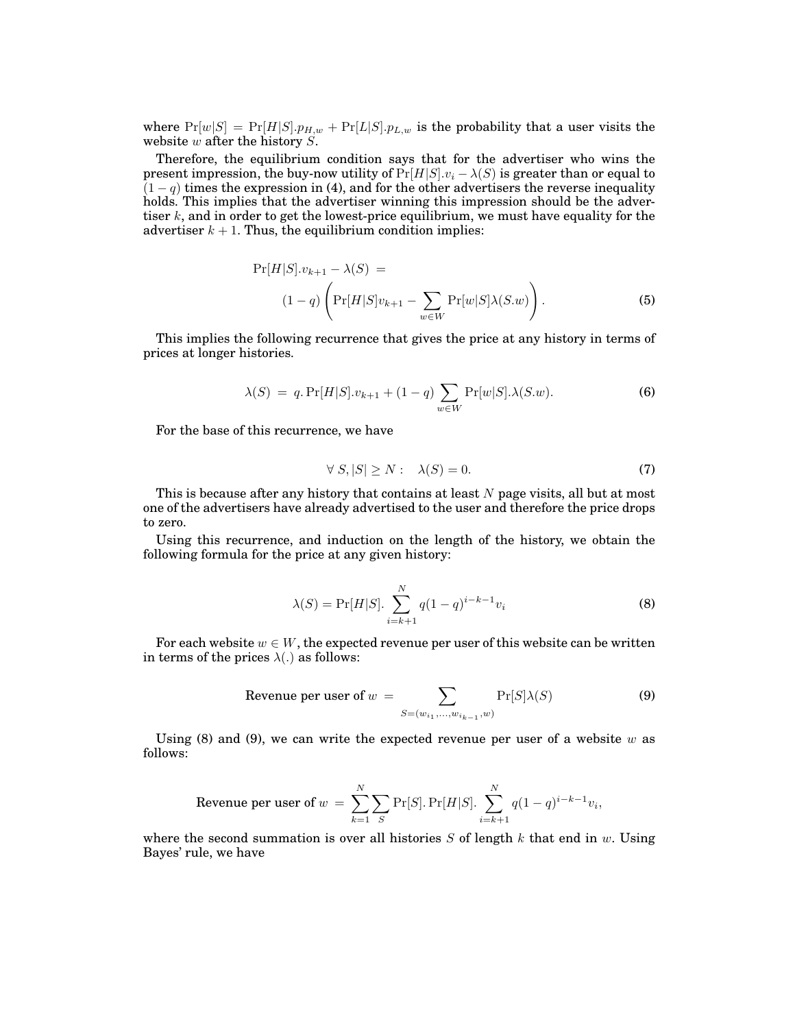where $\Pr[w|S] = \Pr[H|S].p_{H,w} + \Pr[L|S].p_{L,w}$ is the probability that a user visits the website $w$ after the history $S$.

Therefore, the equilibrium condition says that for the advertiser who wins the present impression, the buy-now utility of $\Pr[H|S].v_i - \lambda(S)$ is greater than or equal to $(1-q)$ times the expression in (4), and for the other advertisers the reverse inequality holds. This implies that the advertiser winning this impression should be the advertiser $k$, and in order to get the lowest-price equilibrium, we must have equality for the advertiser $k+1$. Thus, the equilibrium condition implies:

$$
\begin{aligned}
\Pr[H|S].v_{k+1} - \lambda(S) \ = & \\
& (1-q)\left(\Pr[H|S]v_{k+1} - \sum_{w\in W} \Pr[w|S]\lambda(S.w)\right). \qquad (5)
\end{aligned}
$$

This implies the following recurrence that gives the price at any history in terms of prices at longer histories.

$$
\lambda(S) \ = \ q.\Pr[H|S].v_{k+1} + (1-q)\sum_{w\in W}\Pr[w|S].\lambda(S.w). \qquad (6)
$$

For the base of this recurrence, we have

$$
\forall\ S, |S| \geq N: \quad \lambda(S) = 0. \qquad (7)
$$

This is because after any history that contains at least $N$ page visits, all but at most one of the advertisers have already advertised to the user and therefore the price drops to zero.

Using this recurrence, and induction on the length of the history, we obtain the following formula for the price at any given history:

$$
\lambda(S) = \Pr[H|S].\sum_{i=k+1}^{N} q(1-q)^{i-k-1}v_i \qquad (8)
$$

For each website $w \in W$, the expected revenue per user of this website can be written in terms of the prices $\lambda(.)$ as follows:

$$
\text{Revenue per user of } w \ = \sum_{S=(w_{i_1},\ldots,w_{i_{k-1}},w)} \Pr[S]\lambda(S) \qquad (9)
$$

Using (8) and (9), we can write the expected revenue per user of a website $w$ as follows:

$$
\text{Revenue per user of } w \ = \ \sum_{k=1}^{N}\sum_{S}\Pr[S].\Pr[H|S].\sum_{i=k+1}^{N} q(1-q)^{i-k-1}v_i,
$$

where the second summation is over all histories $S$ of length $k$ that end in $w$. Using Bayes' rule, we have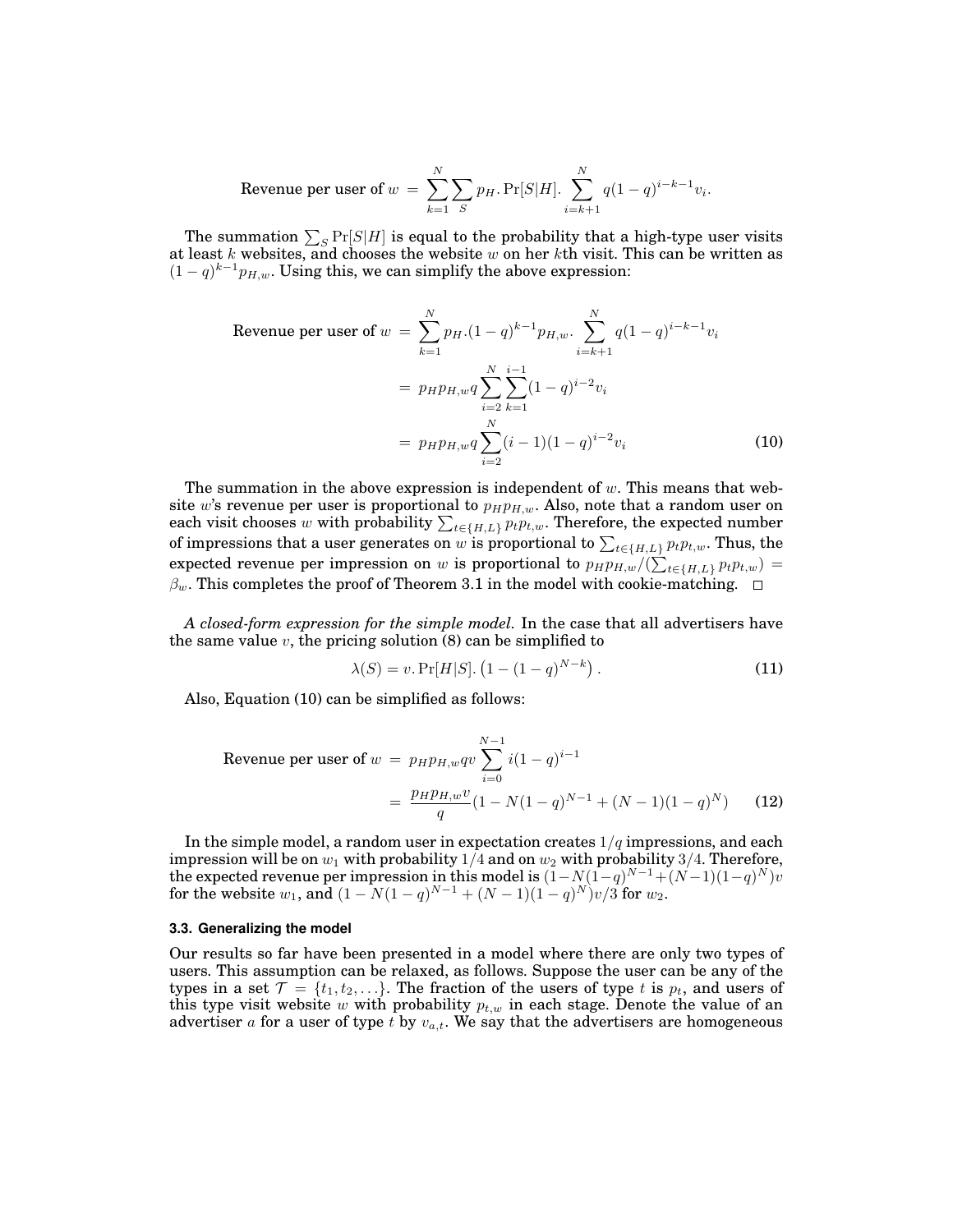$$\text{Revenue per user of } w = \sum_{k=1}^{N} \sum_{S} p_H . \Pr[S|H] . \sum_{i=k+1}^{N} q(1-q)^{i-k-1} v_i.$$

The summation $\sum_S \Pr[S|H]$ is equal to the probability that a high-type user visits at least $k$ websites, and chooses the website $w$ on her $k$th visit. This can be written as $(1-q)^{k-1} p_{H,w}$. Using this, we can simplify the above expression:

$$\begin{aligned}
\text{Revenue per user of } w &= \sum_{k=1}^{N} p_H . (1-q)^{k-1} p_{H,w} . \sum_{i=k+1}^{N} q(1-q)^{i-k-1} v_i \\
&= p_H p_{H,w} q \sum_{i=2}^{N} \sum_{k=1}^{i-1} (1-q)^{i-2} v_i \\
&= p_H p_{H,w} q \sum_{i=2}^{N} (i-1)(1-q)^{i-2} v_i \qquad (10)
\end{aligned}$$

The summation in the above expression is independent of $w$. This means that website $w$'s revenue per user is proportional to $p_H p_{H,w}$. Also, note that a random user on each visit chooses $w$ with probability $\sum_{t \in \{H,L\}} p_t p_{t,w}$. Therefore, the expected number of impressions that a user generates on $w$ is proportional to $\sum_{t \in \{H,L\}} p_t p_{t,w}$. Thus, the expected revenue per impression on $w$ is proportional to $p_H p_{H,w} / (\sum_{t \in \{H,L\}} p_t p_{t,w}) = \beta_w$. This completes the proof of Theorem 3.1 in the model with cookie-matching. □

*A closed-form expression for the simple model.* In the case that all advertisers have the same value $v$, the pricing solution (8) can be simplified to

$$\lambda(S) = v . \Pr[H|S] . \left(1 - (1-q)^{N-k}\right). \qquad (11)$$

Also, Equation (10) can be simplified as follows:

$$\begin{aligned}
\text{Revenue per user of } w &= p_H p_{H,w} q v \sum_{i=0}^{N-1} i(1-q)^{i-1} \\
&= \frac{p_H p_{H,w} v}{q} (1 - N(1-q)^{N-1} + (N-1)(1-q)^N) \qquad (12)
\end{aligned}$$

In the simple model, a random user in expectation creates $1/q$ impressions, and each impression will be on $w_1$ with probability $1/4$ and on $w_2$ with probability $3/4$. Therefore, the expected revenue per impression in this model is $(1 - N(1-q)^{N-1} + (N-1)(1-q)^N) v$ for the website $w_1$, and $(1 - N(1-q)^{N-1} + (N-1)(1-q)^N) v/3$ for $w_2$.

### 3.3. Generalizing the model

Our results so far have been presented in a model where there are only two types of users. This assumption can be relaxed, as follows. Suppose the user can be any of the types in a set $\mathcal{T} = \{t_1, t_2, \ldots\}$. The fraction of the users of type $t$ is $p_t$, and users of this type visit website $w$ with probability $p_{t,w}$ in each stage. Denote the value of an advertiser $a$ for a user of type $t$ by $v_{a,t}$. We say that the advertisers are homogeneous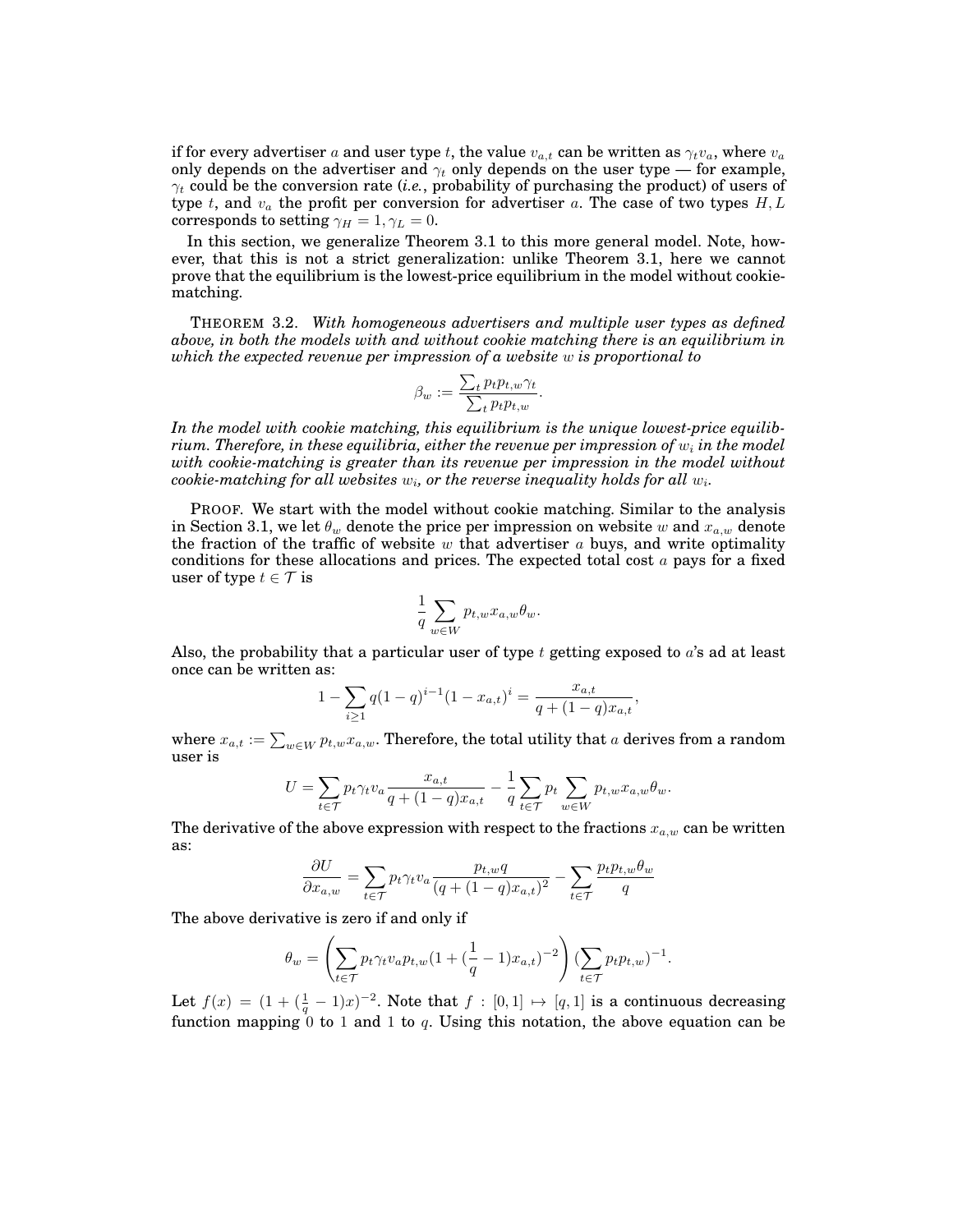if for every advertiser $a$ and user type $t$, the value $v_{a,t}$ can be written as $\gamma_t v_a$, where $v_a$ only depends on the advertiser and $\gamma_t$ only depends on the user type — for example, $\gamma_t$ could be the conversion rate (*i.e.*, probability of purchasing the product) of users of type $t$, and $v_a$ the profit per conversion for advertiser $a$. The case of two types $H, L$ corresponds to setting $\gamma_H = 1, \gamma_L = 0$.

In this section, we generalize Theorem 3.1 to this more general model. Note, however, that this is not a strict generalization: unlike Theorem 3.1, here we cannot prove that the equilibrium is the lowest-price equilibrium in the model without cookie-matching.

THEOREM 3.2. *With homogeneous advertisers and multiple user types as defined above, in both the models with and without cookie matching there is an equilibrium in which the expected revenue per impression of a website $w$ is proportional to*

$$\beta_w := \frac{\sum_t p_t p_{t,w} \gamma_t}{\sum_t p_t p_{t,w}}.$$

*In the model with cookie matching, this equilibrium is the unique lowest-price equilibrium. Therefore, in these equilibria, either the revenue per impression of $w_i$ in the model with cookie-matching is greater than its revenue per impression in the model without cookie-matching for all websites $w_i$, or the reverse inequality holds for all $w_i$.*

PROOF. We start with the model without cookie matching. Similar to the analysis in Section 3.1, we let $\theta_w$ denote the price per impression on website $w$ and $x_{a,w}$ denote the fraction of the traffic of website $w$ that advertiser $a$ buys, and write optimality conditions for these allocations and prices. The expected total cost $a$ pays for a fixed user of type $t \in \mathcal{T}$ is

$$\frac{1}{q} \sum_{w \in W} p_{t,w} x_{a,w} \theta_w.$$

Also, the probability that a particular user of type $t$ getting exposed to $a$'s ad at least once can be written as:

$$1 - \sum_{i \geq 1} q(1-q)^{i-1}(1 - x_{a,t})^i = \frac{x_{a,t}}{q + (1-q)x_{a,t}},$$

where $x_{a,t} := \sum_{w \in W} p_{t,w} x_{a,w}$. Therefore, the total utility that $a$ derives from a random user is

$$U = \sum_{t \in \mathcal{T}} p_t \gamma_t v_a \frac{x_{a,t}}{q + (1-q)x_{a,t}} - \frac{1}{q} \sum_{t \in \mathcal{T}} p_t \sum_{w \in W} p_{t,w} x_{a,w} \theta_w.$$

The derivative of the above expression with respect to the fractions $x_{a,w}$ can be written as:

$$\frac{\partial U}{\partial x_{a,w}} = \sum_{t \in \mathcal{T}} p_t \gamma_t v_a \frac{p_{t,w} q}{(q + (1-q)x_{a,t})^2} - \sum_{t \in \mathcal{T}} \frac{p_t p_{t,w} \theta_w}{q}$$

The above derivative is zero if and only if

$$\theta_w = \left( \sum_{t \in \mathcal{T}} p_t \gamma_t v_a p_{t,w} (1 + (\frac{1}{q} - 1)x_{a,t})^{-2} \right) (\sum_{t \in \mathcal{T}} p_t p_{t,w})^{-1}.$$

Let $f(x) = (1 + (\frac{1}{q} - 1)x)^{-2}$. Note that $f : [0,1] \mapsto [q, 1]$ is a continuous decreasing function mapping 0 to 1 and 1 to $q$. Using this notation, the above equation can be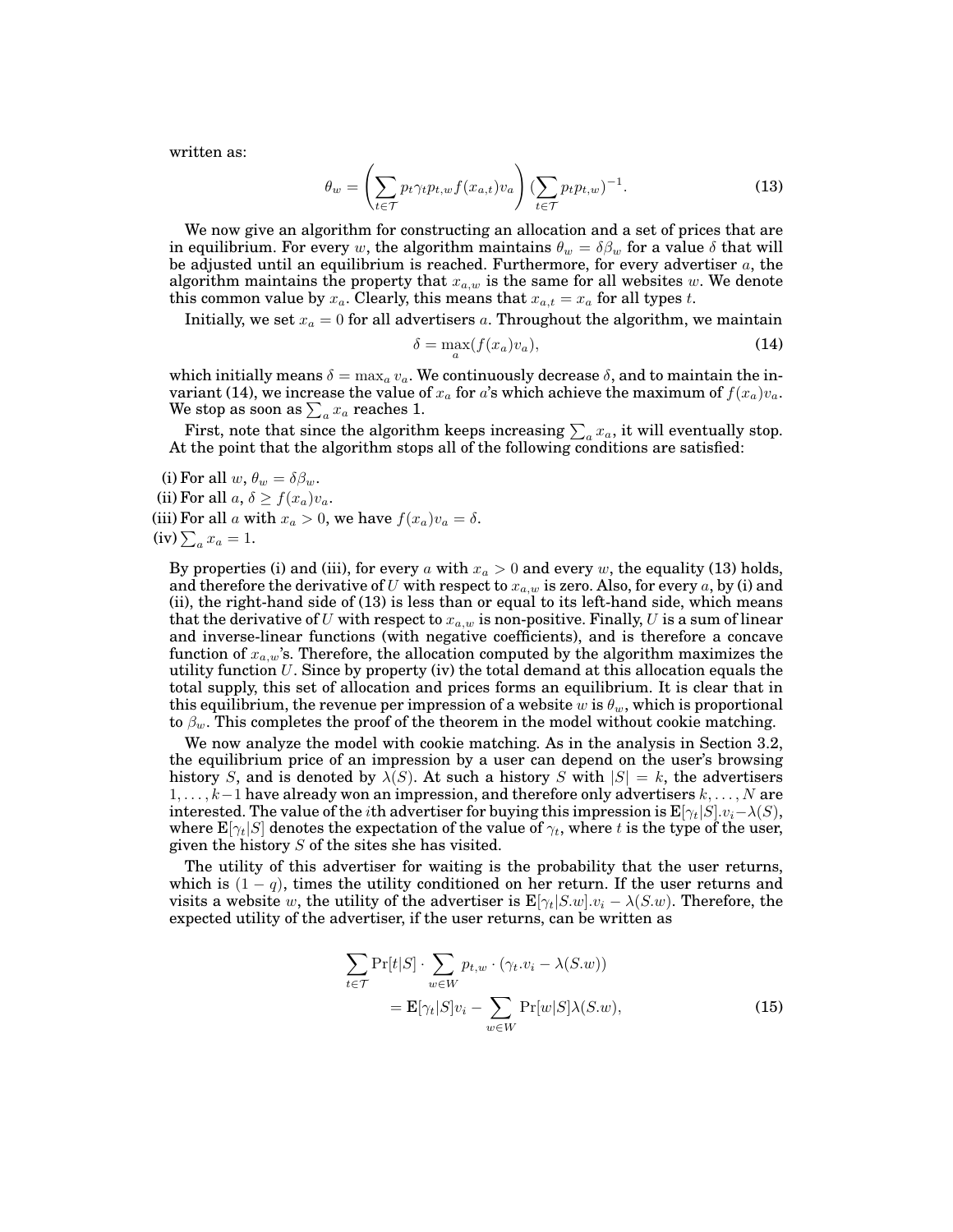written as:

$$\theta_w = \left( \sum_{t \in \mathcal{T}} p_t \gamma_t p_{t,w} f(x_{a,t}) v_a \right) (\sum_{t \in \mathcal{T}} p_t p_{t,w})^{-1}. \tag{13}$$

We now give an algorithm for constructing an allocation and a set of prices that are in equilibrium. For every $w$, the algorithm maintains $\theta_w = \delta \beta_w$ for a value $\delta$ that will be adjusted until an equilibrium is reached. Furthermore, for every advertiser $a$, the algorithm maintains the property that $x_{a,w}$ is the same for all websites $w$. We denote this common value by $x_a$. Clearly, this means that $x_{a,t} = x_a$ for all types $t$.

Initially, we set $x_a = 0$ for all advertisers $a$. Throughout the algorithm, we maintain

$$\delta = \max_a (f(x_a) v_a), \tag{14}$$

which initially means $\delta = \max_a v_a$. We continuously decrease $\delta$, and to maintain the invariant (14), we increase the value of $x_a$ for $a$'s which achieve the maximum of $f(x_a)v_a$. We stop as soon as $\sum_a x_a$ reaches 1.

First, note that since the algorithm keeps increasing $\sum_a x_a$, it will eventually stop. At the point that the algorithm stops all of the following conditions are satisfied:

(i) For all $w$, $\theta_w = \delta \beta_w$.
(ii) For all $a$, $\delta \geq f(x_a) v_a$.
(iii) For all $a$ with $x_a > 0$, we have $f(x_a) v_a = \delta$.
(iv) $\sum_a x_a = 1$.

By properties (i) and (iii), for every $a$ with $x_a > 0$ and every $w$, the equality (13) holds, and therefore the derivative of $U$ with respect to $x_{a,w}$ is zero. Also, for every $a$, by (i) and (ii), the right-hand side of (13) is less than or equal to its left-hand side, which means that the derivative of $U$ with respect to $x_{a,w}$ is non-positive. Finally, $U$ is a sum of linear and inverse-linear functions (with negative coefficients), and is therefore a concave function of $x_{a,w}$'s. Therefore, the allocation computed by the algorithm maximizes the utility function $U$. Since by property (iv) the total demand at this allocation equals the total supply, this set of allocation and prices forms an equilibrium. It is clear that in this equilibrium, the revenue per impression of a website $w$ is $\theta_w$, which is proportional to $\beta_w$. This completes the proof of the theorem in the model without cookie matching.

We now analyze the model with cookie matching. As in the analysis in Section 3.2, the equilibrium price of an impression by a user can depend on the user's browsing history $S$, and is denoted by $\lambda(S)$. At such a history $S$ with $|S| = k$, the advertisers $1, \ldots, k-1$ have already won an impression, and therefore only advertisers $k, \ldots, N$ are interested. The value of the $i$th advertiser for buying this impression is $\mathbf{E}[\gamma_t|S].v_i - \lambda(S)$, where $\mathbf{E}[\gamma_t|S]$ denotes the expectation of the value of $\gamma_t$, where $t$ is the type of the user, given the history $S$ of the sites she has visited.

The utility of this advertiser for waiting is the probability that the user returns, which is $(1-q)$, times the utility conditioned on her return. If the user returns and visits a website $w$, the utility of the advertiser is $\mathbf{E}[\gamma_t|S.w].v_i - \lambda(S.w)$. Therefore, the expected utility of the advertiser, if the user returns, can be written as

$$\begin{aligned} \sum_{t \in \mathcal{T}} \Pr[t|S] \cdot \sum_{w \in W} p_{t,w} \cdot (\gamma_t . v_i - \lambda(S.w)) \\ = \mathbf{E}[\gamma_t|S] v_i - \sum_{w \in W} \Pr[w|S] \lambda(S.w), \end{aligned} \tag{15}$$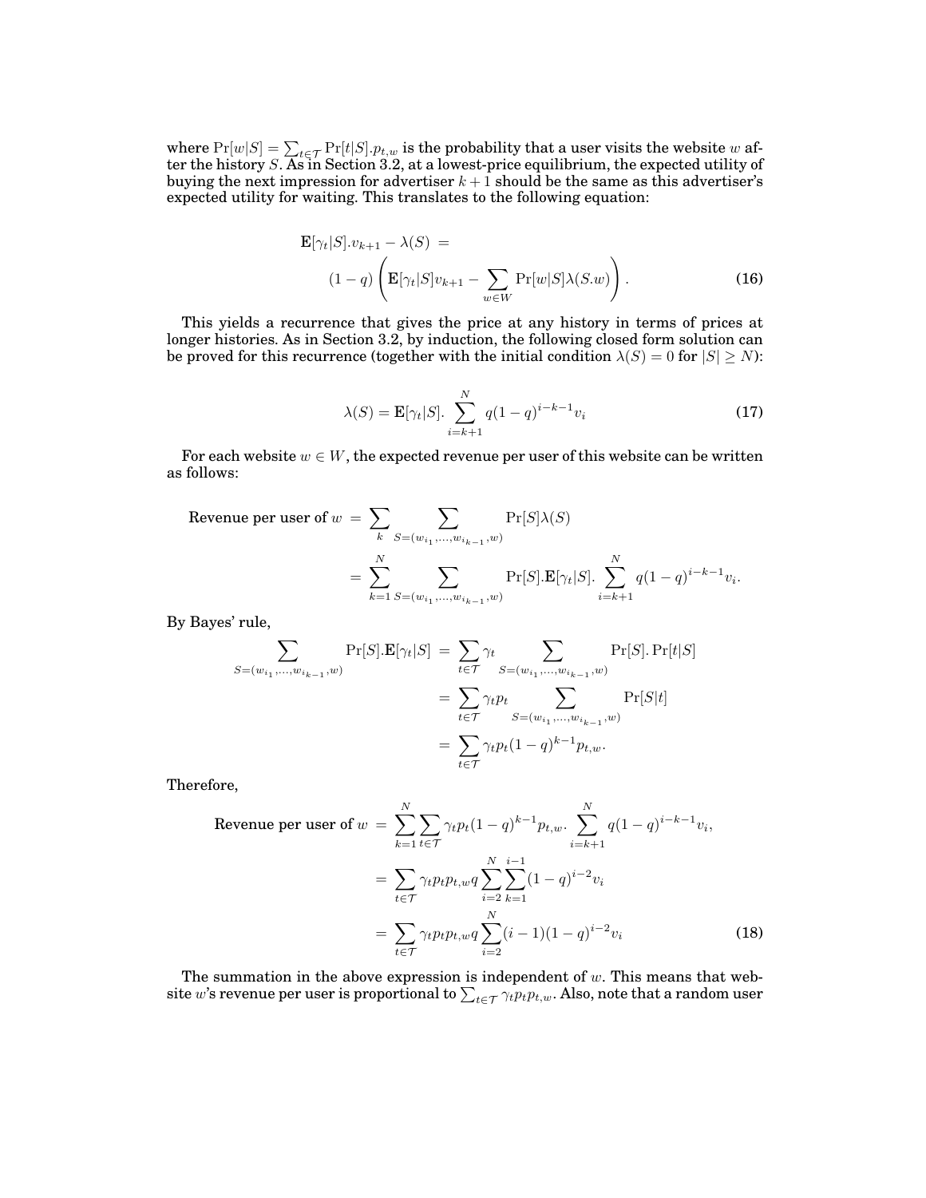where $\Pr[w|S] = \sum_{t\in\mathcal{T}} \Pr[t|S].p_{t,w}$ is the probability that a user visits the website $w$ after the history $S$. As in Section 3.2, at a lowest-price equilibrium, the expected utility of buying the next impression for advertiser $k+1$ should be the same as this advertiser's expected utility for waiting. This translates to the following equation:

$$
\begin{aligned}
\mathbf{E}[\gamma_t|S].v_{k+1} - \lambda(S) \; &= \\
&(1-q)\left(\mathbf{E}[\gamma_t|S]v_{k+1} - \sum_{w\in W} \Pr[w|S]\lambda(S.w)\right). \qquad (16)
\end{aligned}
$$

This yields a recurrence that gives the price at any history in terms of prices at longer histories. As in Section 3.2, by induction, the following closed form solution can be proved for this recurrence (together with the initial condition $\lambda(S) = 0$ for $|S| \geq N$):

$$
\lambda(S) = \mathbf{E}[\gamma_t|S]. \sum_{i=k+1}^{N} q(1-q)^{i-k-1} v_i \qquad (17)
$$

For each website $w \in W$, the expected revenue per user of this website can be written as follows:

$$
\begin{aligned}
\text{Revenue per user of } w \;&=\; \sum_{k} \sum_{S=(w_{i_1},\ldots,w_{i_{k-1}},w)} \Pr[S]\lambda(S) \\
&= \sum_{k=1}^{N} \sum_{S=(w_{i_1},\ldots,w_{i_{k-1}},w)} \Pr[S].\mathbf{E}[\gamma_t|S]. \sum_{i=k+1}^{N} q(1-q)^{i-k-1} v_i.
\end{aligned}
$$

By Bayes' rule,

$$
\begin{aligned}
\sum_{S=(w_{i_1},\ldots,w_{i_{k-1}},w)} \Pr[S].\mathbf{E}[\gamma_t|S] \;&=\; \sum_{t\in\mathcal{T}} \gamma_t \sum_{S=(w_{i_1},\ldots,w_{i_{k-1}},w)} \Pr[S].\Pr[t|S] \\
&= \sum_{t\in\mathcal{T}} \gamma_t p_t \sum_{S=(w_{i_1},\ldots,w_{i_{k-1}},w)} \Pr[S|t] \\
&= \sum_{t\in\mathcal{T}} \gamma_t p_t (1-q)^{k-1} p_{t,w}.
\end{aligned}
$$

Therefore,

$$
\begin{aligned}
\text{Revenue per user of } w \;&=\; \sum_{k=1}^{N} \sum_{t\in\mathcal{T}} \gamma_t p_t (1-q)^{k-1} p_{t,w}. \sum_{i=k+1}^{N} q(1-q)^{i-k-1} v_i, \\
&= \sum_{t\in\mathcal{T}} \gamma_t p_t p_{t,w} q \sum_{i=2}^{N} \sum_{k=1}^{i-1} (1-q)^{i-2} v_i \\
&= \sum_{t\in\mathcal{T}} \gamma_t p_t p_{t,w} q \sum_{i=2}^{N} (i-1)(1-q)^{i-2} v_i \qquad (18)
\end{aligned}
$$

The summation in the above expression is independent of $w$. This means that website $w$'s revenue per user is proportional to $\sum_{t\in\mathcal{T}} \gamma_t p_t p_{t,w}$. Also, note that a random user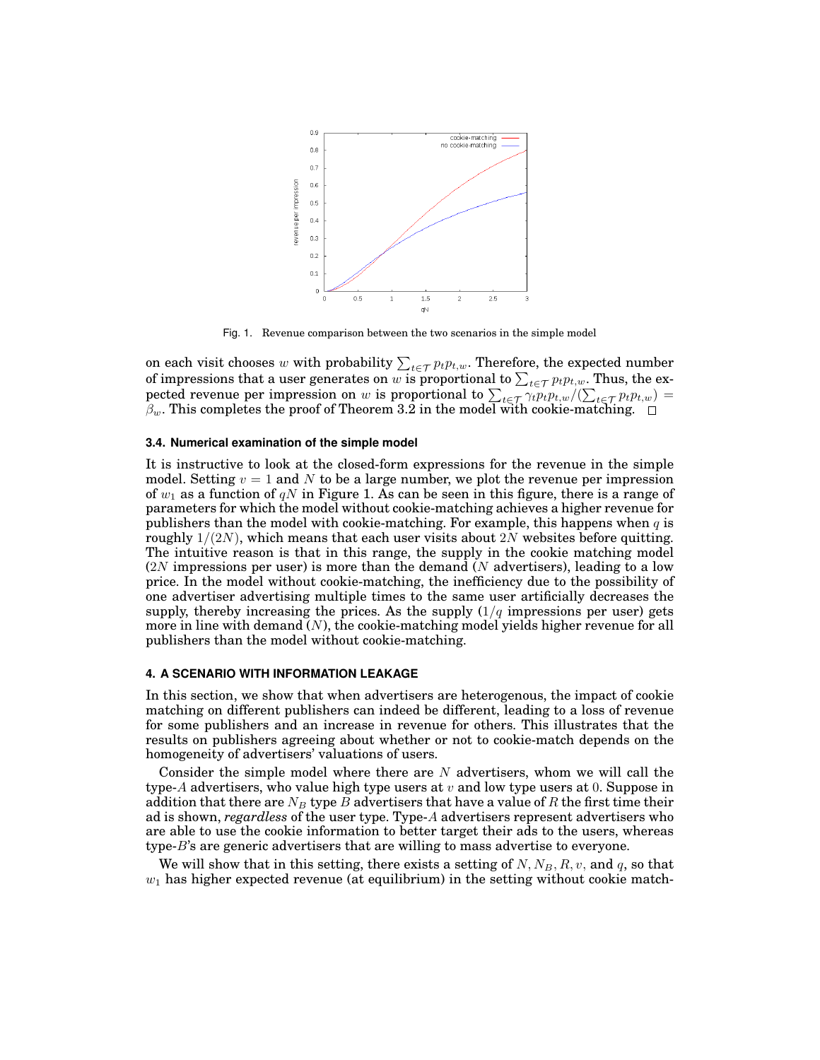Fig. 1. Revenue comparison between the two scenarios in the simple model

on each visit chooses $w$ with probability $\sum_{t \in \mathcal{T}} p_t p_{t,w}$. Therefore, the expected number of impressions that a user generates on $w$ is proportional to $\sum_{t \in \mathcal{T}} p_t p_{t,w}$. Thus, the expected revenue per impression on $w$ is proportional to $\sum_{t \in \mathcal{T}} \gamma_t p_t p_{t,w} / (\sum_{t \in \mathcal{T}} p_t p_{t,w}) = \beta_w$. This completes the proof of Theorem 3.2 in the model with cookie-matching. □

### 3.4. Numerical examination of the simple model

It is instructive to look at the closed-form expressions for the revenue in the simple model. Setting $v = 1$ and $N$ to be a large number, we plot the revenue per impression of $w_1$ as a function of $qN$ in Figure 1. As can be seen in this figure, there is a range of parameters for which the model without cookie-matching achieves a higher revenue for publishers than the model with cookie-matching. For example, this happens when $q$ is roughly $1/(2N)$, which means that each user visits about $2N$ websites before quitting. The intuitive reason is that in this range, the supply in the cookie matching model ($2N$ impressions per user) is more than the demand ($N$ advertisers), leading to a low price. In the model without cookie-matching, the inefficiency due to the possibility of one advertiser advertising multiple times to the same user artificially decreases the supply, thereby increasing the prices. As the supply ($1/q$ impressions per user) gets more in line with demand ($N$), the cookie-matching model yields higher revenue for all publishers than the model without cookie-matching.

## 4. A SCENARIO WITH INFORMATION LEAKAGE

In this section, we show that when advertisers are heterogenous, the impact of cookie matching on different publishers can indeed be different, leading to a loss of revenue for some publishers and an increase in revenue for others. This illustrates that the results on publishers agreeing about whether or not to cookie-match depends on the homogeneity of advertisers' valuations of users.

Consider the simple model where there are $N$ advertisers, whom we will call the type-$A$ advertisers, who value high type users at $v$ and low type users at $0$. Suppose in addition that there are $N_B$ type $B$ advertisers that have a value of $R$ the first time their ad is shown, *regardless* of the user type. Type-$A$ advertisers represent advertisers who are able to use the cookie information to better target their ads to the users, whereas type-$B$'s are generic advertisers that are willing to mass advertise to everyone.

We will show that in this setting, there exists a setting of $N, N_B, R, v$, and $q$, so that $w_1$ has higher expected revenue (at equilibrium) in the setting without cookie match-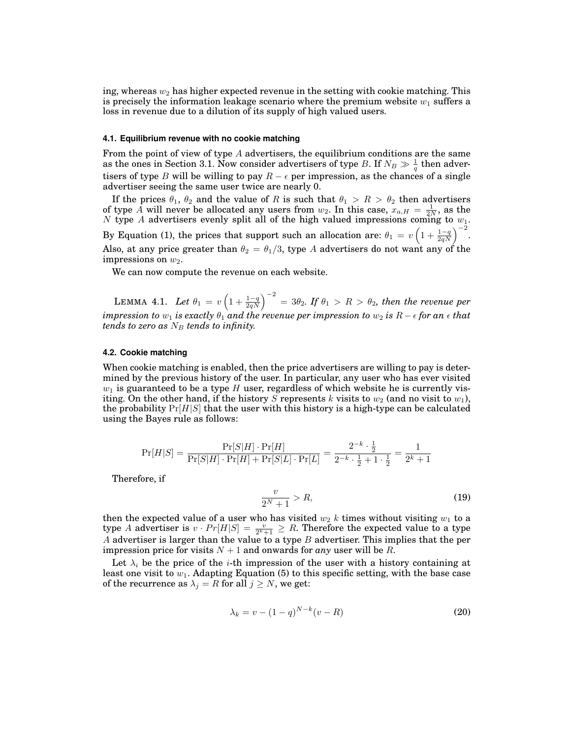ing, whereas $w_2$ has higher expected revenue in the setting with cookie matching. This is precisely the information leakage scenario where the premium website $w_1$ suffers a loss in revenue due to a dilution of its supply of high valued users.

### 4.1. Equilibrium revenue with no cookie matching

From the point of view of type $A$ advertisers, the equilibrium conditions are the same as the ones in Section 3.1. Now consider advertisers of type $B$. If $N_B \gg \frac{1}{q}$ then advertisers of type $B$ will be willing to pay $R - \epsilon$ per impression, as the chances of a single advertiser seeing the same user twice are nearly 0.

If the prices $\theta_1$, $\theta_2$ and the value of $R$ is such that $\theta_1 > R > \theta_2$ then advertisers of type $A$ will never be allocated any users from $w_2$. In this case, $x_{a,H} = \frac{1}{2N}$, as the $N$ type $A$ advertisers evenly split all of the high valued impressions coming to $w_1$. By Equation (1), the prices that support such an allocation are: $\theta_1 = v\left(1 + \frac{1-q}{2qN}\right)^{-2}$. Also, at any price greater than $\theta_2 = \theta_1/3$, type $A$ advertisers do not want any of the impressions on $w_2$.

We can now compute the revenue on each website.

LEMMA 4.1. *Let $\theta_1 = v\left(1 + \frac{1-q}{2qN}\right)^{-2} = 3\theta_2$. If $\theta_1 > R > \theta_2$, then the revenue per impression to $w_1$ is exactly $\theta_1$ and the revenue per impression to $w_2$ is $R - \epsilon$ for an $\epsilon$ that tends to zero as $N_B$ tends to infinity.*

### 4.2. Cookie matching

When cookie matching is enabled, then the price advertisers are willing to pay is determined by the previous history of the user. In particular, any user who has ever visited $w_1$ is guaranteed to be a type $H$ user, regardless of which website he is currently visiting. On the other hand, if the history $S$ represents $k$ visits to $w_2$ (and no visit to $w_1$), the probability $\Pr[H|S]$ that the user with this history is a high-type can be calculated using the Bayes rule as follows:

$$\Pr[H|S] = \frac{\Pr[S|H] \cdot \Pr[H]}{\Pr[S|H] \cdot \Pr[H] + \Pr[S|L] \cdot \Pr[L]} = \frac{2^{-k} \cdot \frac{1}{2}}{2^{-k} \cdot \frac{1}{2} + 1 \cdot \frac{1}{2}} = \frac{1}{2^k + 1}$$

Therefore, if

$$\frac{v}{2^N + 1} > R, \tag{19}$$

then the expected value of a user who has visited $w_2$ $k$ times without visiting $w_1$ to a type $A$ advertiser is $v \cdot Pr[H|S] = \frac{v}{2^k+1} \geq R$. Therefore the expected value to a type $A$ advertiser is larger than the value to a type $B$ advertiser. This implies that the per impression price for visits $N + 1$ and onwards for *any* user will be $R$.

Let $\lambda_i$ be the price of the $i$-th impression of the user with a history containing at least one visit to $w_1$. Adapting Equation (5) to this specific setting, with the base case of the recurrence as $\lambda_j = R$ for all $j \geq N$, we get:

$$\lambda_k = v - (1 - q)^{N-k}(v - R) \tag{20}$$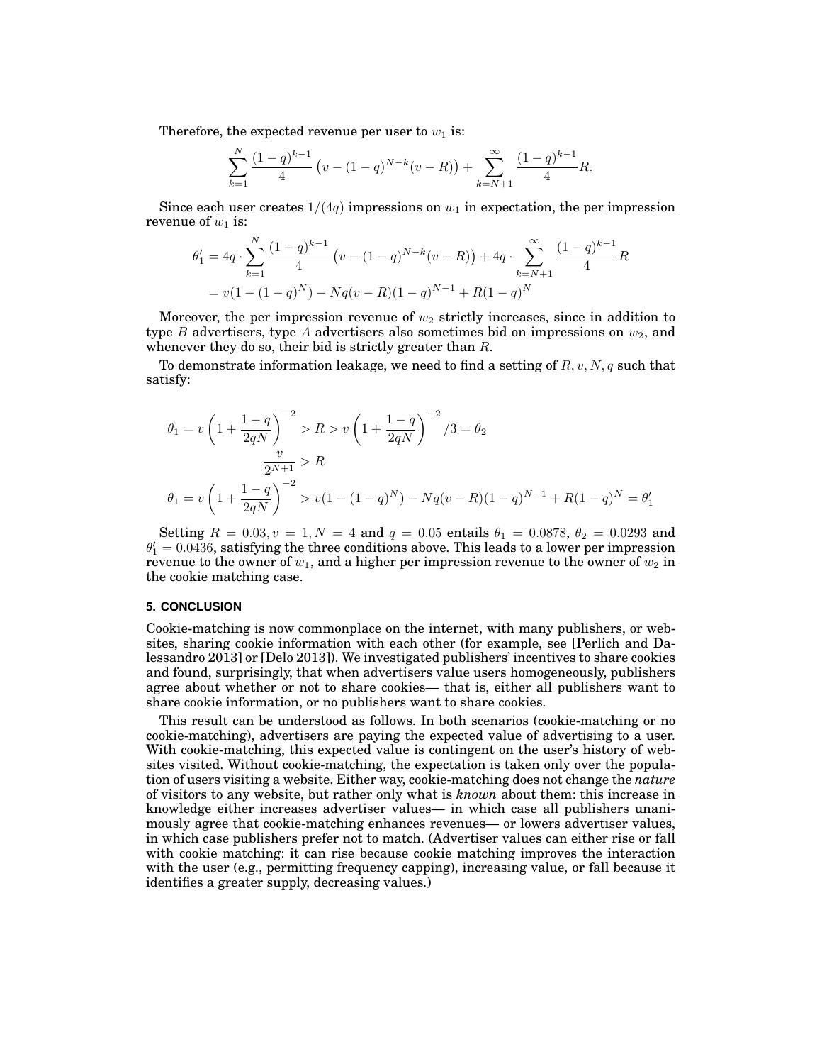Therefore, the expected revenue per user to $w_1$ is:

$$\sum_{k=1}^{N} \frac{(1-q)^{k-1}}{4}\left(v-(1-q)^{N-k}(v-R)\right)+\sum_{k=N+1}^{\infty} \frac{(1-q)^{k-1}}{4}R.$$

Since each user creates $1/(4q)$ impressions on $w_1$ in expectation, the per impression revenue of $w_1$ is:

$$\begin{aligned}
\theta_1' &= 4q \cdot \sum_{k=1}^{N} \frac{(1-q)^{k-1}}{4}\left(v-(1-q)^{N-k}(v-R)\right)+4q \cdot \sum_{k=N+1}^{\infty} \frac{(1-q)^{k-1}}{4}R \\
&= v(1-(1-q)^N) - Nq(v-R)(1-q)^{N-1} + R(1-q)^N
\end{aligned}$$

Moreover, the per impression revenue of $w_2$ strictly increases, since in addition to type $B$ advertisers, type $A$ advertisers also sometimes bid on impressions on $w_2$, and whenever they do so, their bid is strictly greater than $R$.

To demonstrate information leakage, we need to find a setting of $R, v, N, q$ such that satisfy:

$$\theta_1 = v\left(1+\frac{1-q}{2qN}\right)^{-2} > R > v\left(1+\frac{1-q}{2qN}\right)^{-2}/3 = \theta_2$$

$$\frac{v}{2^{N+1}} > R$$

$$\theta_1 = v\left(1+\frac{1-q}{2qN}\right)^{-2} > v(1-(1-q)^N) - Nq(v-R)(1-q)^{N-1} + R(1-q)^N = \theta_1'$$

Setting $R = 0.03, v = 1, N = 4$ and $q = 0.05$ entails $\theta_1 = 0.0878$, $\theta_2 = 0.0293$ and $\theta_1' = 0.0436$, satisfying the three conditions above. This leads to a lower per impression revenue to the owner of $w_1$, and a higher per impression revenue to the owner of $w_2$ in the cookie matching case.

## 5. CONCLUSION

Cookie-matching is now commonplace on the internet, with many publishers, or websites, sharing cookie information with each other (for example, see [Perlich and Dalessandro 2013] or [Delo 2013]). We investigated publishers' incentives to share cookies and found, surprisingly, that when advertisers value users homogeneously, publishers agree about whether or not to share cookies— that is, either all publishers want to share cookie information, or no publishers want to share cookies.

This result can be understood as follows. In both scenarios (cookie-matching or no cookie-matching), advertisers are paying the expected value of advertising to a user. With cookie-matching, this expected value is contingent on the user's history of websites visited. Without cookie-matching, the expectation is taken only over the population of users visiting a website. Either way, cookie-matching does not change the *nature* of visitors to any website, but rather only what is *known* about them: this increase in knowledge either increases advertiser values— in which case all publishers unanimously agree that cookie-matching enhances revenues— or lowers advertiser values, in which case publishers prefer not to match. (Advertiser values can either rise or fall with cookie matching: it can rise because cookie matching improves the interaction with the user (e.g., permitting frequency capping), increasing value, or fall because it identifies a greater supply, decreasing values.)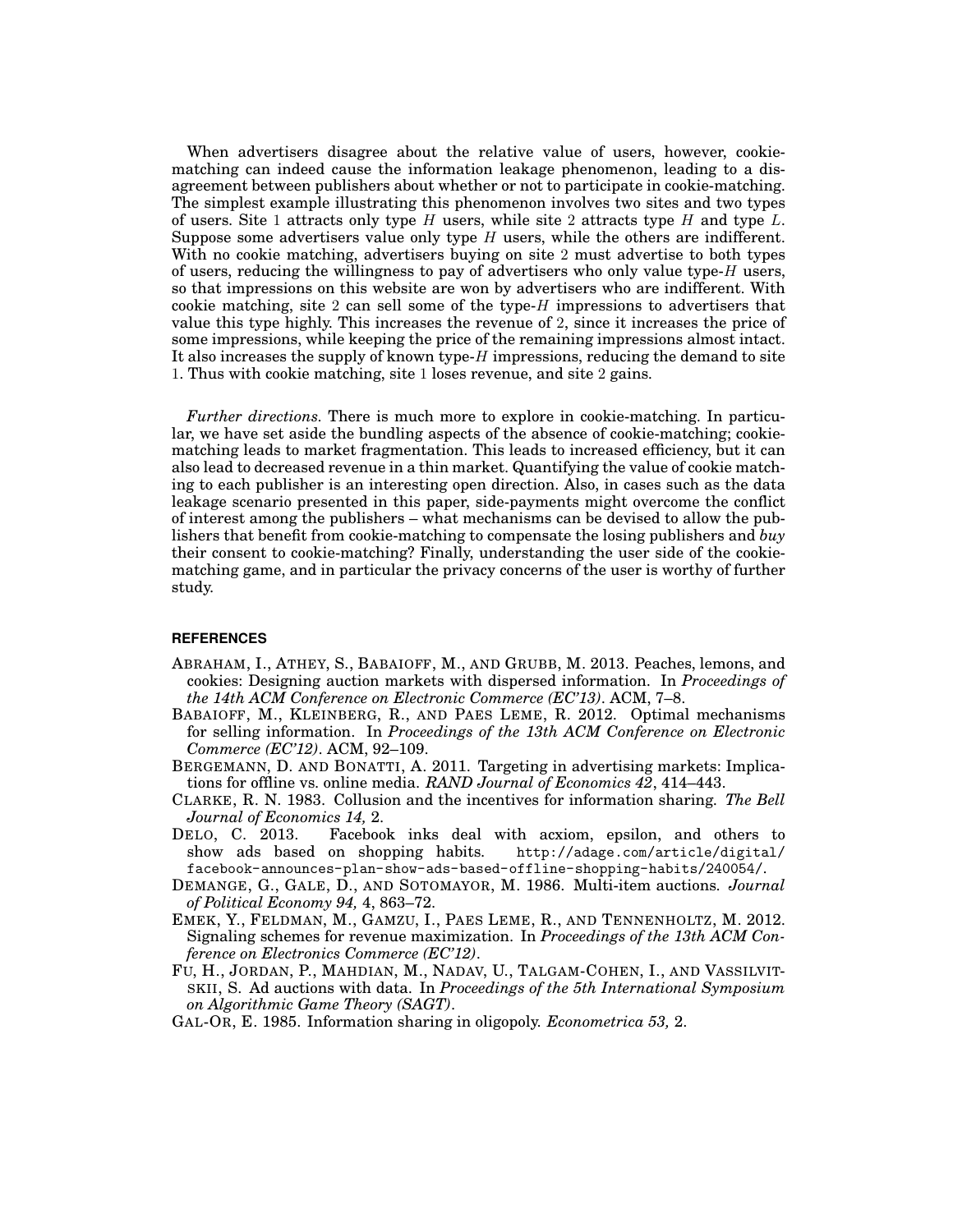When advertisers disagree about the relative value of users, however, cookie-matching can indeed cause the information leakage phenomenon, leading to a disagreement between publishers about whether or not to participate in cookie-matching. The simplest example illustrating this phenomenon involves two sites and two types of users. Site $1$ attracts only type $H$ users, while site $2$ attracts type $H$ and type $L$. Suppose some advertisers value only type $H$ users, while the others are indifferent. With no cookie matching, advertisers buying on site $2$ must advertise to both types of users, reducing the willingness to pay of advertisers who only value type-$H$ users, so that impressions on this website are won by advertisers who are indifferent. With cookie matching, site $2$ can sell some of the type-$H$ impressions to advertisers that value this type highly. This increases the revenue of $2$, since it increases the price of some impressions, while keeping the price of the remaining impressions almost intact. It also increases the supply of known type-$H$ impressions, reducing the demand to site $1$. Thus with cookie matching, site $1$ loses revenue, and site $2$ gains.

*Further directions.* There is much more to explore in cookie-matching. In particular, we have set aside the bundling aspects of the absence of cookie-matching; cookie-matching leads to market fragmentation. This leads to increased efficiency, but it can also lead to decreased revenue in a thin market. Quantifying the value of cookie matching to each publisher is an interesting open direction. Also, in cases such as the data leakage scenario presented in this paper, side-payments might overcome the conflict of interest among the publishers – what mechanisms can be devised to allow the publishers that benefit from cookie-matching to compensate the losing publishers and *buy* their consent to cookie-matching? Finally, understanding the user side of the cookie-matching game, and in particular the privacy concerns of the user is worthy of further study.

## REFERENCES

ABRAHAM, I., ATHEY, S., BABAIOFF, M., AND GRUBB, M. 2013. Peaches, lemons, and cookies: Designing auction markets with dispersed information. In *Proceedings of the 14th ACM Conference on Electronic Commerce (EC'13)*. ACM, 7–8.

BABAIOFF, M., KLEINBERG, R., AND PAES LEME, R. 2012. Optimal mechanisms for selling information. In *Proceedings of the 13th ACM Conference on Electronic Commerce (EC'12)*. ACM, 92–109.

BERGEMANN, D. AND BONATTI, A. 2011. Targeting in advertising markets: Implications for offline vs. online media. *RAND Journal of Economics 42*, 414–443.

CLARKE, R. N. 1983. Collusion and the incentives for information sharing. *The Bell Journal of Economics 14,* 2.

DELO, C. 2013. Facebook inks deal with acxiom, epsilon, and others to show ads based on shopping habits. http://adage.com/article/digital/facebook-announces-plan-show-ads-based-offline-shopping-habits/240054/.

DEMANGE, G., GALE, D., AND SOTOMAYOR, M. 1986. Multi-item auctions. *Journal of Political Economy 94,* 4, 863–72.

EMEK, Y., FELDMAN, M., GAMZU, I., PAES LEME, R., AND TENNENHOLTZ, M. 2012. Signaling schemes for revenue maximization. In *Proceedings of the 13th ACM Conference on Electronics Commerce (EC'12)*.

FU, H., JORDAN, P., MAHDIAN, M., NADAV, U., TALGAM-COHEN, I., AND VASSILVITSKII, S. Ad auctions with data. In *Proceedings of the 5th International Symposium on Algorithmic Game Theory (SAGT)*.

GAL-OR, E. 1985. Information sharing in oligopoly. *Econometrica 53,* 2.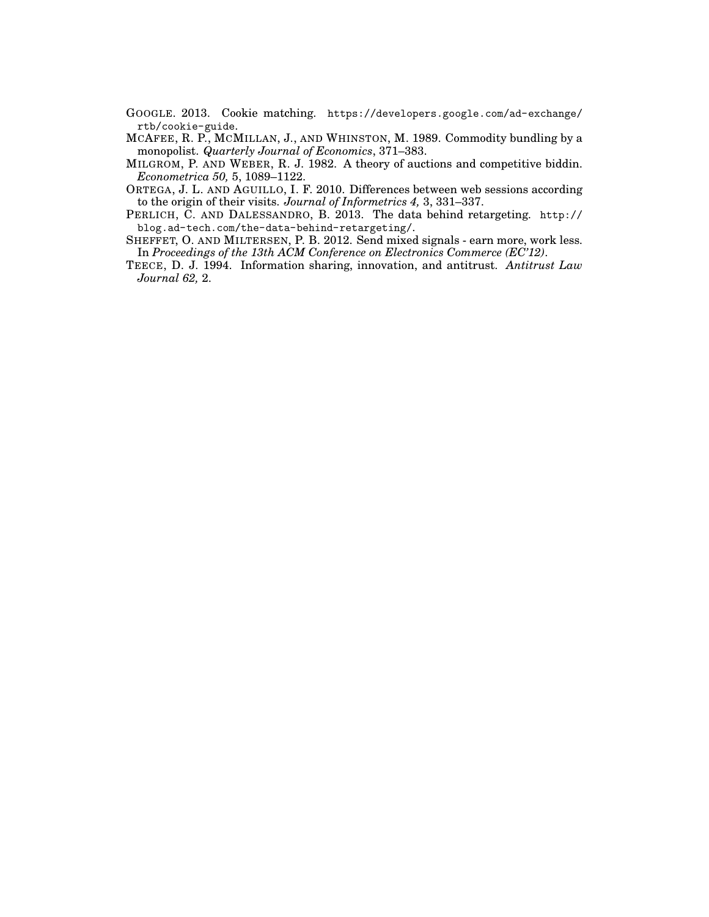GOOGLE. 2013. Cookie matching. https://developers.google.com/ad-exchange/rtb/cookie-guide.

MCAFEE, R. P., MCMILLAN, J., AND WHINSTON, M. 1989. Commodity bundling by a monopolist. *Quarterly Journal of Economics*, 371–383.

MILGROM, P. AND WEBER, R. J. 1982. A theory of auctions and competitive biddin. *Econometrica 50,* 5, 1089–1122.

ORTEGA, J. L. AND AGUILLO, I. F. 2010. Differences between web sessions according to the origin of their visits. *Journal of Informetrics 4,* 3, 331–337.

PERLICH, C. AND DALESSANDRO, B. 2013. The data behind retargeting. http://blog.ad-tech.com/the-data-behind-retargeting/.

SHEFFET, O. AND MILTERSEN, P. B. 2012. Send mixed signals - earn more, work less. In *Proceedings of the 13th ACM Conference on Electronics Commerce (EC'12)*.

TEECE, D. J. 1994. Information sharing, innovation, and antitrust. *Antitrust Law Journal 62,* 2.